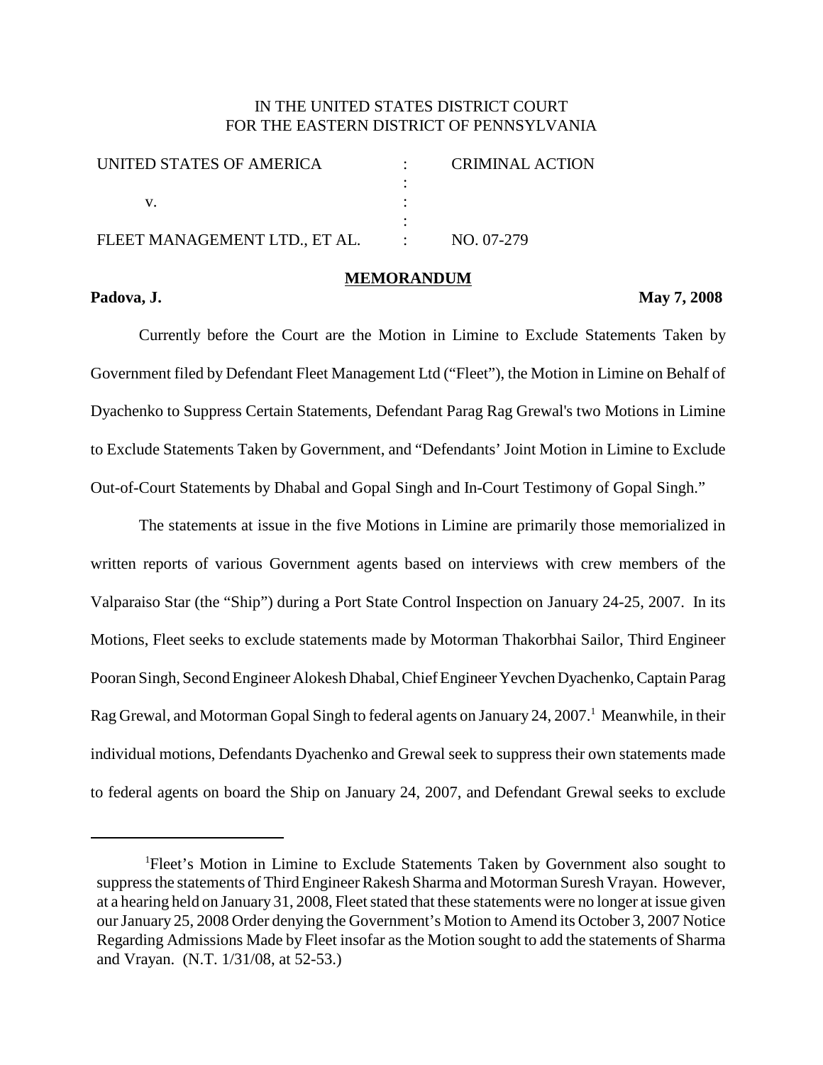IN THE UNITED STATES DISTRICT COURT
FOR THE EASTERN DISTRICT OF PENNSYLVANIA

| | | |
|---|---|---|
| UNITED STATES OF AMERICA | : | CRIMINAL ACTION |
| | : | |
| v. | : | |
| | : | |
| FLEET MANAGEMENT LTD., ET AL. | : | NO. 07-279 |

## MEMORANDUM

**Padova, J.** **May 7, 2008**

Currently before the Court are the Motion in Limine to Exclude Statements Taken by Government filed by Defendant Fleet Management Ltd ("Fleet"), the Motion in Limine on Behalf of Dyachenko to Suppress Certain Statements, Defendant Parag Rag Grewal's two Motions in Limine to Exclude Statements Taken by Government, and "Defendants' Joint Motion in Limine to Exclude Out-of-Court Statements by Dhabal and Gopal Singh and In-Court Testimony of Gopal Singh."

The statements at issue in the five Motions in Limine are primarily those memorialized in written reports of various Government agents based on interviews with crew members of the Valparaiso Star (the "Ship") during a Port State Control Inspection on January 24-25, 2007. In its Motions, Fleet seeks to exclude statements made by Motorman Thakorbhai Sailor, Third Engineer Pooran Singh, Second Engineer Alokesh Dhabal, Chief Engineer Yevchen Dyachenko, Captain Parag Rag Grewal, and Motorman Gopal Singh to federal agents on January 24, 2007.[1] Meanwhile, in their individual motions, Defendants Dyachenko and Grewal seek to suppress their own statements made to federal agents on board the Ship on January 24, 2007, and Defendant Grewal seeks to exclude

---

[1]Fleet's Motion in Limine to Exclude Statements Taken by Government also sought to suppress the statements of Third Engineer Rakesh Sharma and Motorman Suresh Vrayan. However, at a hearing held on January 31, 2008, Fleet stated that these statements were no longer at issue given our January 25, 2008 Order denying the Government's Motion to Amend its October 3, 2007 Notice Regarding Admissions Made by Fleet insofar as the Motion sought to add the statements of Sharma and Vrayan. (N.T. 1/31/08, at 52-53.)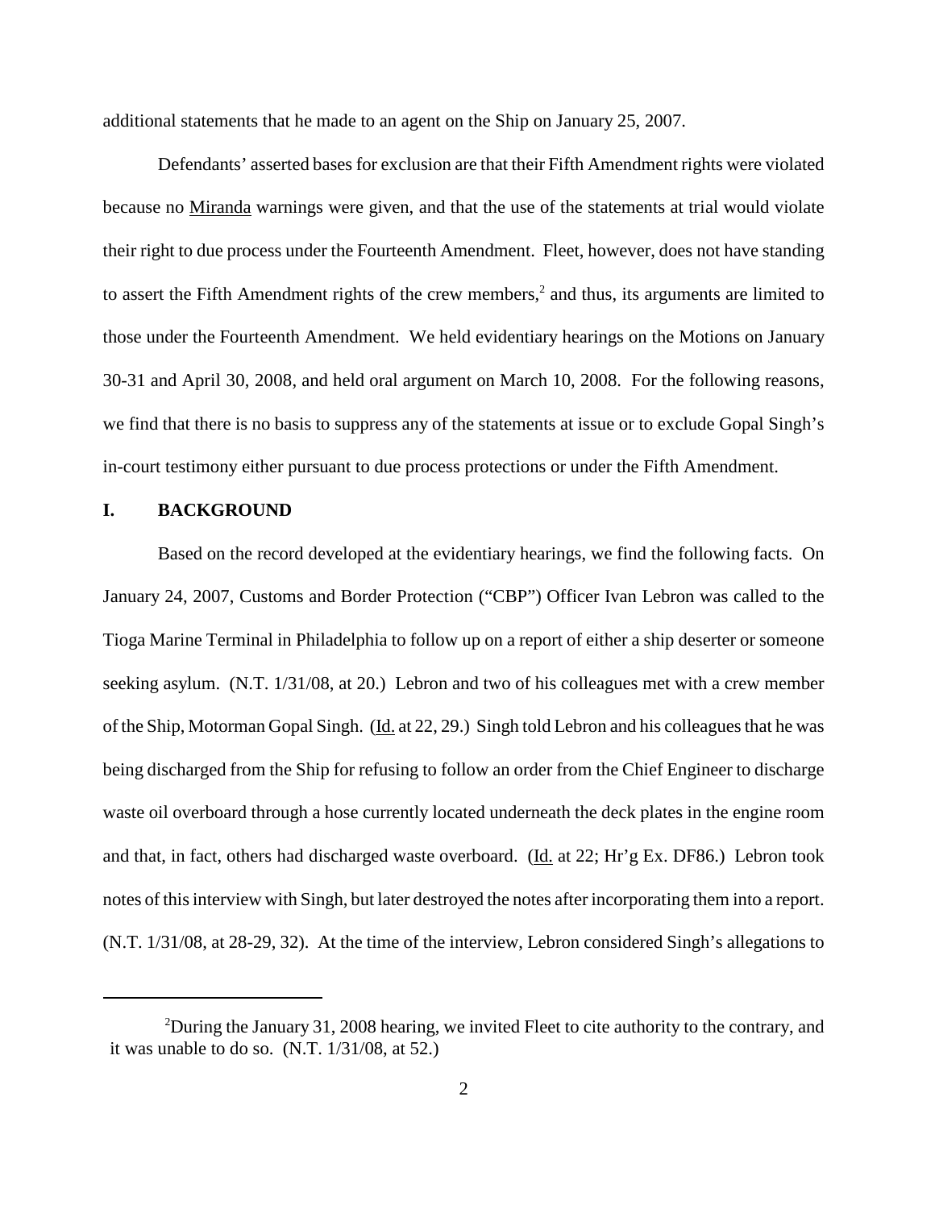additional statements that he made to an agent on the Ship on January 25, 2007.

Defendants' asserted bases for exclusion are that their Fifth Amendment rights were violated because no Miranda warnings were given, and that the use of the statements at trial would violate their right to due process under the Fourteenth Amendment. Fleet, however, does not have standing to assert the Fifth Amendment rights of the crew members,[2] and thus, its arguments are limited to those under the Fourteenth Amendment. We held evidentiary hearings on the Motions on January 30-31 and April 30, 2008, and held oral argument on March 10, 2008. For the following reasons, we find that there is no basis to suppress any of the statements at issue or to exclude Gopal Singh's in-court testimony either pursuant to due process protections or under the Fifth Amendment.

## I. BACKGROUND

Based on the record developed at the evidentiary hearings, we find the following facts. On January 24, 2007, Customs and Border Protection ("CBP") Officer Ivan Lebron was called to the Tioga Marine Terminal in Philadelphia to follow up on a report of either a ship deserter or someone seeking asylum. (N.T. 1/31/08, at 20.) Lebron and two of his colleagues met with a crew member of the Ship, Motorman Gopal Singh. (Id. at 22, 29.) Singh told Lebron and his colleagues that he was being discharged from the Ship for refusing to follow an order from the Chief Engineer to discharge waste oil overboard through a hose currently located underneath the deck plates in the engine room and that, in fact, others had discharged waste overboard. (Id. at 22; Hr'g Ex. DF86.) Lebron took notes of this interview with Singh, but later destroyed the notes after incorporating them into a report. (N.T. 1/31/08, at 28-29, 32). At the time of the interview, Lebron considered Singh's allegations to

[2] During the January 31, 2008 hearing, we invited Fleet to cite authority to the contrary, and it was unable to do so. (N.T. 1/31/08, at 52.)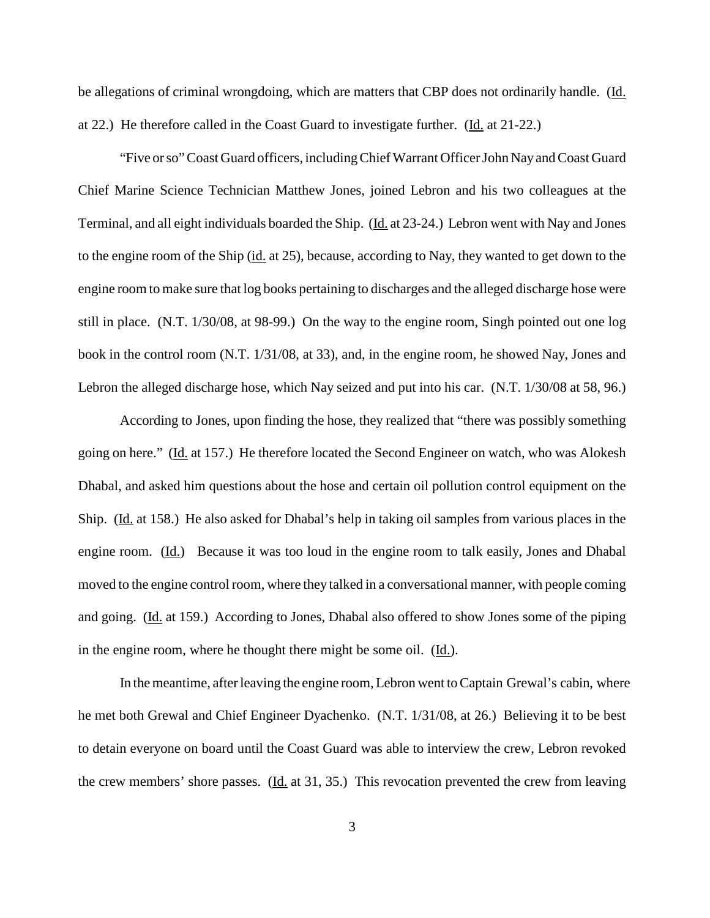be allegations of criminal wrongdoing, which are matters that CBP does not ordinarily handle. (Id. at 22.) He therefore called in the Coast Guard to investigate further. (Id. at 21-22.)

"Five or so" Coast Guard officers, including Chief Warrant Officer John Nay and Coast Guard Chief Marine Science Technician Matthew Jones, joined Lebron and his two colleagues at the Terminal, and all eight individuals boarded the Ship. (Id. at 23-24.) Lebron went with Nay and Jones to the engine room of the Ship (id. at 25), because, according to Nay, they wanted to get down to the engine room to make sure that log books pertaining to discharges and the alleged discharge hose were still in place. (N.T. 1/30/08, at 98-99.) On the way to the engine room, Singh pointed out one log book in the control room (N.T. 1/31/08, at 33), and, in the engine room, he showed Nay, Jones and Lebron the alleged discharge hose, which Nay seized and put into his car. (N.T. 1/30/08 at 58, 96.)

According to Jones, upon finding the hose, they realized that "there was possibly something going on here." (Id. at 157.) He therefore located the Second Engineer on watch, who was Alokesh Dhabal, and asked him questions about the hose and certain oil pollution control equipment on the Ship. (Id. at 158.) He also asked for Dhabal's help in taking oil samples from various places in the engine room. (Id.) Because it was too loud in the engine room to talk easily, Jones and Dhabal moved to the engine control room, where they talked in a conversational manner, with people coming and going. (Id. at 159.) According to Jones, Dhabal also offered to show Jones some of the piping in the engine room, where he thought there might be some oil. (Id.).

In the meantime, after leaving the engine room, Lebron went to Captain Grewal's cabin, where he met both Grewal and Chief Engineer Dyachenko. (N.T. 1/31/08, at 26.) Believing it to be best to detain everyone on board until the Coast Guard was able to interview the crew, Lebron revoked the crew members' shore passes. (Id. at 31, 35.) This revocation prevented the crew from leaving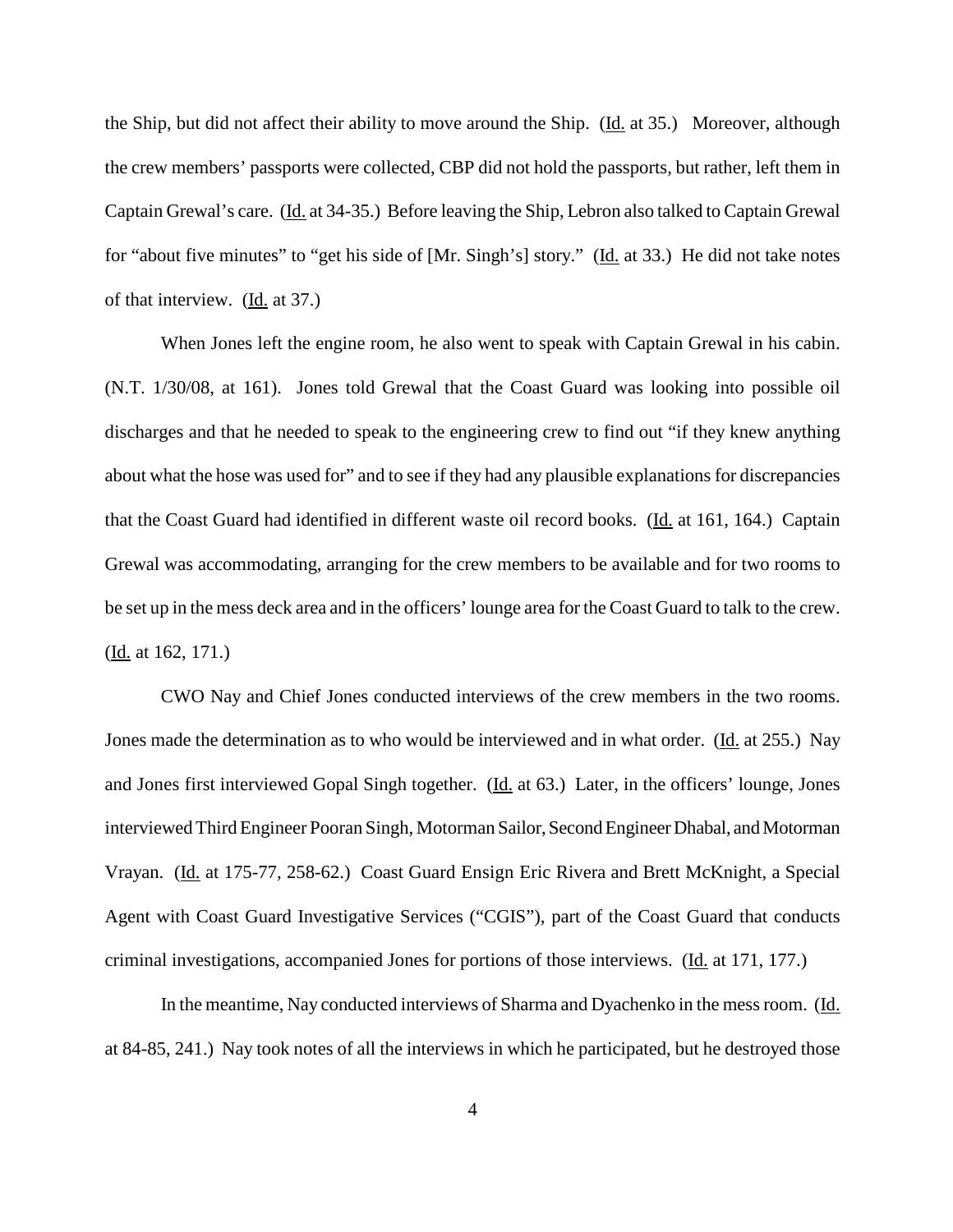the Ship, but did not affect their ability to move around the Ship. (Id. at 35.) Moreover, although the crew members' passports were collected, CBP did not hold the passports, but rather, left them in Captain Grewal's care. (Id. at 34-35.) Before leaving the Ship, Lebron also talked to Captain Grewal for "about five minutes" to "get his side of [Mr. Singh's] story." (Id. at 33.) He did not take notes of that interview. (Id. at 37.)

When Jones left the engine room, he also went to speak with Captain Grewal in his cabin. (N.T. 1/30/08, at 161). Jones told Grewal that the Coast Guard was looking into possible oil discharges and that he needed to speak to the engineering crew to find out "if they knew anything about what the hose was used for" and to see if they had any plausible explanations for discrepancies that the Coast Guard had identified in different waste oil record books. (Id. at 161, 164.) Captain Grewal was accommodating, arranging for the crew members to be available and for two rooms to be set up in the mess deck area and in the officers' lounge area for the Coast Guard to talk to the crew. (Id. at 162, 171.)

CWO Nay and Chief Jones conducted interviews of the crew members in the two rooms. Jones made the determination as to who would be interviewed and in what order. (Id. at 255.) Nay and Jones first interviewed Gopal Singh together. (Id. at 63.) Later, in the officers' lounge, Jones interviewed Third Engineer Pooran Singh, Motorman Sailor, Second Engineer Dhabal, and Motorman Vrayan. (Id. at 175-77, 258-62.) Coast Guard Ensign Eric Rivera and Brett McKnight, a Special Agent with Coast Guard Investigative Services ("CGIS"), part of the Coast Guard that conducts criminal investigations, accompanied Jones for portions of those interviews. (Id. at 171, 177.)

In the meantime, Nay conducted interviews of Sharma and Dyachenko in the mess room. (Id. at 84-85, 241.) Nay took notes of all the interviews in which he participated, but he destroyed those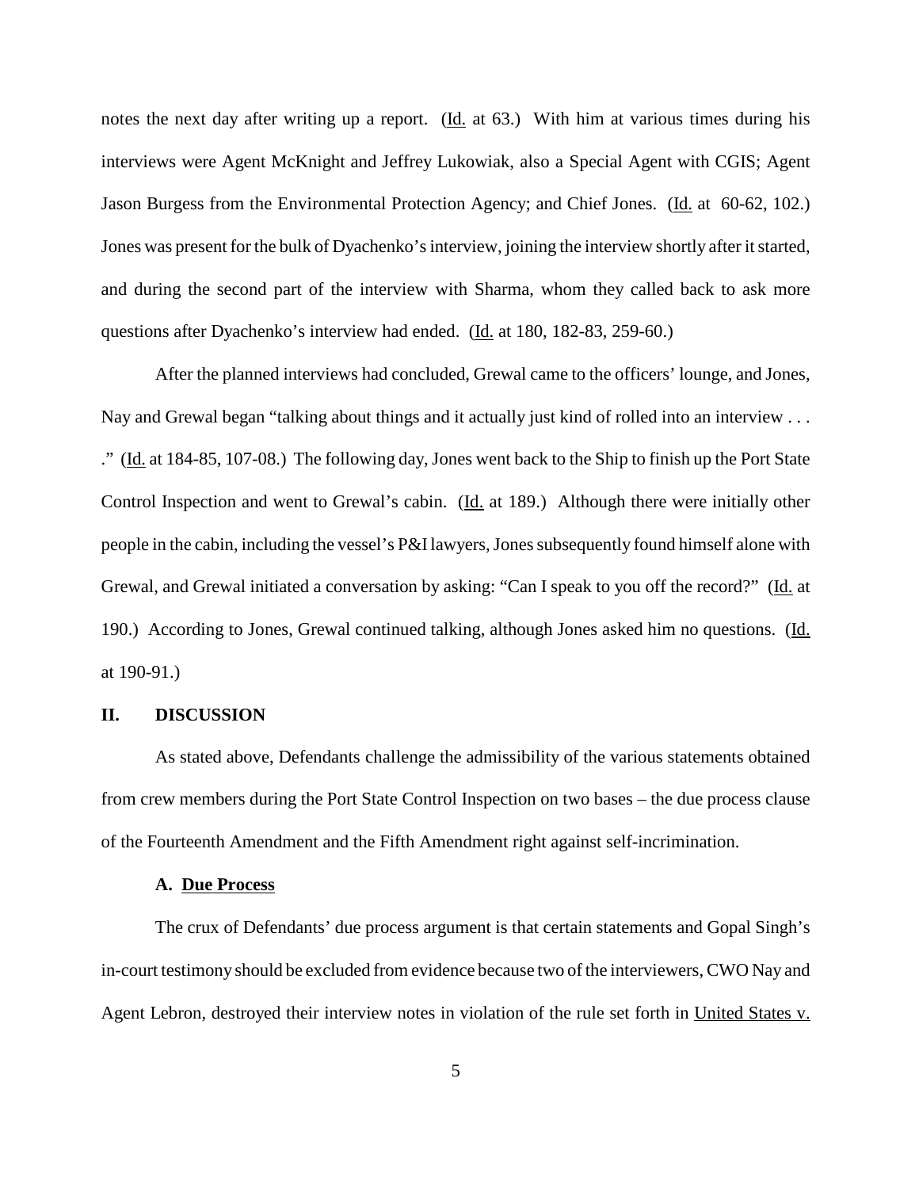notes the next day after writing up a report. (Id. at 63.) With him at various times during his interviews were Agent McKnight and Jeffrey Lukowiak, also a Special Agent with CGIS; Agent Jason Burgess from the Environmental Protection Agency; and Chief Jones. (Id. at 60-62, 102.) Jones was present for the bulk of Dyachenko's interview, joining the interview shortly after it started, and during the second part of the interview with Sharma, whom they called back to ask more questions after Dyachenko's interview had ended. (Id. at 180, 182-83, 259-60.)

After the planned interviews had concluded, Grewal came to the officers' lounge, and Jones, Nay and Grewal began "talking about things and it actually just kind of rolled into an interview . . . ." (Id. at 184-85, 107-08.) The following day, Jones went back to the Ship to finish up the Port State Control Inspection and went to Grewal's cabin. (Id. at 189.) Although there were initially other people in the cabin, including the vessel's P&I lawyers, Jones subsequently found himself alone with Grewal, and Grewal initiated a conversation by asking: "Can I speak to you off the record?" (Id. at 190.) According to Jones, Grewal continued talking, although Jones asked him no questions. (Id. at 190-91.)

## II. DISCUSSION

As stated above, Defendants challenge the admissibility of the various statements obtained from crew members during the Port State Control Inspection on two bases – the due process clause of the Fourteenth Amendment and the Fifth Amendment right against self-incrimination.

### A. Due Process

The crux of Defendants' due process argument is that certain statements and Gopal Singh's in-court testimony should be excluded from evidence because two of the interviewers, CWO Nay and Agent Lebron, destroyed their interview notes in violation of the rule set forth in United States v.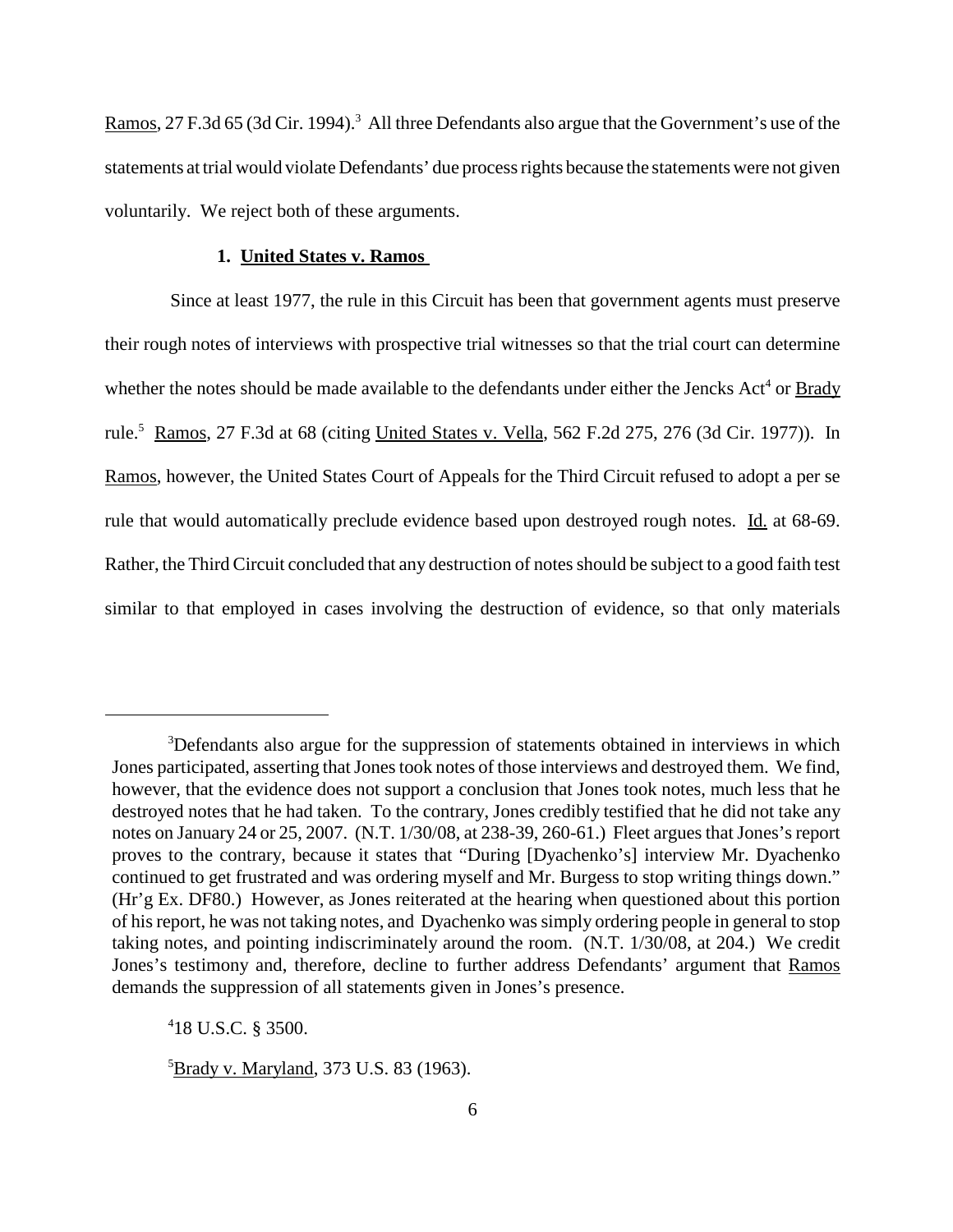Ramos, 27 F.3d 65 (3d Cir. 1994).[3] All three Defendants also argue that the Government's use of the statements at trial would violate Defendants' due process rights because the statements were not given voluntarily. We reject both of these arguments.

**1. United States v. Ramos**

Since at least 1977, the rule in this Circuit has been that government agents must preserve their rough notes of interviews with prospective trial witnesses so that the trial court can determine whether the notes should be made available to the defendants under either the Jencks Act[4] or Brady rule.[5] Ramos, 27 F.3d at 68 (citing United States v. Vella, 562 F.2d 275, 276 (3d Cir. 1977)). In Ramos, however, the United States Court of Appeals for the Third Circuit refused to adopt a per se rule that would automatically preclude evidence based upon destroyed rough notes. Id. at 68-69. Rather, the Third Circuit concluded that any destruction of notes should be subject to a good faith test similar to that employed in cases involving the destruction of evidence, so that only materials

---

[3] Defendants also argue for the suppression of statements obtained in interviews in which Jones participated, asserting that Jones took notes of those interviews and destroyed them. We find, however, that the evidence does not support a conclusion that Jones took notes, much less that he destroyed notes that he had taken. To the contrary, Jones credibly testified that he did not take any notes on January 24 or 25, 2007. (N.T. 1/30/08, at 238-39, 260-61.) Fleet argues that Jones's report proves to the contrary, because it states that "During [Dyachenko's] interview Mr. Dyachenko continued to get frustrated and was ordering myself and Mr. Burgess to stop writing things down." (Hr'g Ex. DF80.) However, as Jones reiterated at the hearing when questioned about this portion of his report, he was not taking notes, and Dyachenko was simply ordering people in general to stop taking notes, and pointing indiscriminately around the room. (N.T. 1/30/08, at 204.) We credit Jones's testimony and, therefore, decline to further address Defendants' argument that Ramos demands the suppression of all statements given in Jones's presence.

[4] 18 U.S.C. § 3500.

[5] Brady v. Maryland, 373 U.S. 83 (1963).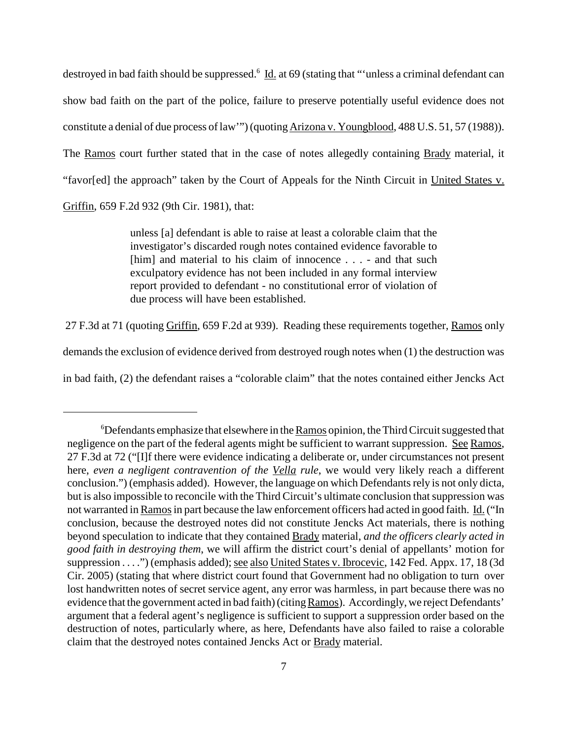destroyed in bad faith should be suppressed.[6] Id. at 69 (stating that "'unless a criminal defendant can show bad faith on the part of the police, failure to preserve potentially useful evidence does not constitute a denial of due process of law'") (quoting Arizona v. Youngblood, 488 U.S. 51, 57 (1988)). The Ramos court further stated that in the case of notes allegedly containing Brady material, it "favor[ed] the approach" taken by the Court of Appeals for the Ninth Circuit in United States v. Griffin, 659 F.2d 932 (9th Cir. 1981), that:

> unless [a] defendant is able to raise at least a colorable claim that the investigator's discarded rough notes contained evidence favorable to [him] and material to his claim of innocence . . . - and that such exculpatory evidence has not been included in any formal interview report provided to defendant - no constitutional error of violation of due process will have been established.

27 F.3d at 71 (quoting Griffin, 659 F.2d at 939). Reading these requirements together, Ramos only demands the exclusion of evidence derived from destroyed rough notes when (1) the destruction was in bad faith, (2) the defendant raises a "colorable claim" that the notes contained either Jencks Act

---

[6] Defendants emphasize that elsewhere in the Ramos opinion, the Third Circuit suggested that negligence on the part of the federal agents might be sufficient to warrant suppression. See Ramos, 27 F.3d at 72 ("[I]f there were evidence indicating a deliberate or, under circumstances not present here, *even a negligent contravention of the Vella rule*, we would very likely reach a different conclusion.") (emphasis added). However, the language on which Defendants rely is not only dicta, but is also impossible to reconcile with the Third Circuit's ultimate conclusion that suppression was not warranted in Ramos in part because the law enforcement officers had acted in good faith. Id. ("In conclusion, because the destroyed notes did not constitute Jencks Act materials, there is nothing beyond speculation to indicate that they contained Brady material, *and the officers clearly acted in good faith in destroying them*, we will affirm the district court's denial of appellants' motion for suppression . . . .") (emphasis added); see also United States v. Ibrocevic, 142 Fed. Appx. 17, 18 (3d Cir. 2005) (stating that where district court found that Government had no obligation to turn over lost handwritten notes of secret service agent, any error was harmless, in part because there was no evidence that the government acted in bad faith) (citing Ramos). Accordingly, we reject Defendants' argument that a federal agent's negligence is sufficient to support a suppression order based on the destruction of notes, particularly where, as here, Defendants have also failed to raise a colorable claim that the destroyed notes contained Jencks Act or Brady material.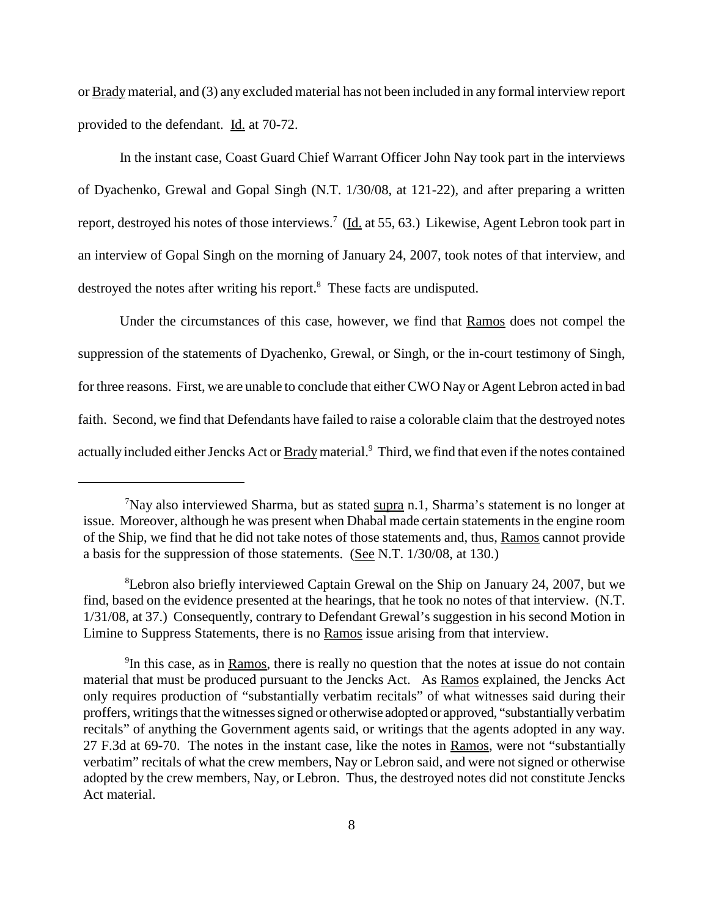or Brady material, and (3) any excluded material has not been included in any formal interview report provided to the defendant. Id. at 70-72.

In the instant case, Coast Guard Chief Warrant Officer John Nay took part in the interviews of Dyachenko, Grewal and Gopal Singh (N.T. 1/30/08, at 121-22), and after preparing a written report, destroyed his notes of those interviews.[7] (Id. at 55, 63.) Likewise, Agent Lebron took part in an interview of Gopal Singh on the morning of January 24, 2007, took notes of that interview, and destroyed the notes after writing his report.[8] These facts are undisputed.

Under the circumstances of this case, however, we find that Ramos does not compel the suppression of the statements of Dyachenko, Grewal, or Singh, or the in-court testimony of Singh, for three reasons. First, we are unable to conclude that either CWO Nay or Agent Lebron acted in bad faith. Second, we find that Defendants have failed to raise a colorable claim that the destroyed notes actually included either Jencks Act or Brady material.[9] Third, we find that even if the notes contained

---

[7]Nay also interviewed Sharma, but as stated supra n.1, Sharma's statement is no longer at issue. Moreover, although he was present when Dhabal made certain statements in the engine room of the Ship, we find that he did not take notes of those statements and, thus, Ramos cannot provide a basis for the suppression of those statements. (See N.T. 1/30/08, at 130.)

[8]Lebron also briefly interviewed Captain Grewal on the Ship on January 24, 2007, but we find, based on the evidence presented at the hearings, that he took no notes of that interview. (N.T. 1/31/08, at 37.) Consequently, contrary to Defendant Grewal's suggestion in his second Motion in Limine to Suppress Statements, there is no Ramos issue arising from that interview.

[9]In this case, as in Ramos, there is really no question that the notes at issue do not contain material that must be produced pursuant to the Jencks Act. As Ramos explained, the Jencks Act only requires production of "substantially verbatim recitals" of what witnesses said during their proffers, writings that the witnesses signed or otherwise adopted or approved, "substantially verbatim recitals" of anything the Government agents said, or writings that the agents adopted in any way. 27 F.3d at 69-70. The notes in the instant case, like the notes in Ramos, were not "substantially verbatim" recitals of what the crew members, Nay or Lebron said, and were not signed or otherwise adopted by the crew members, Nay, or Lebron. Thus, the destroyed notes did not constitute Jencks Act material.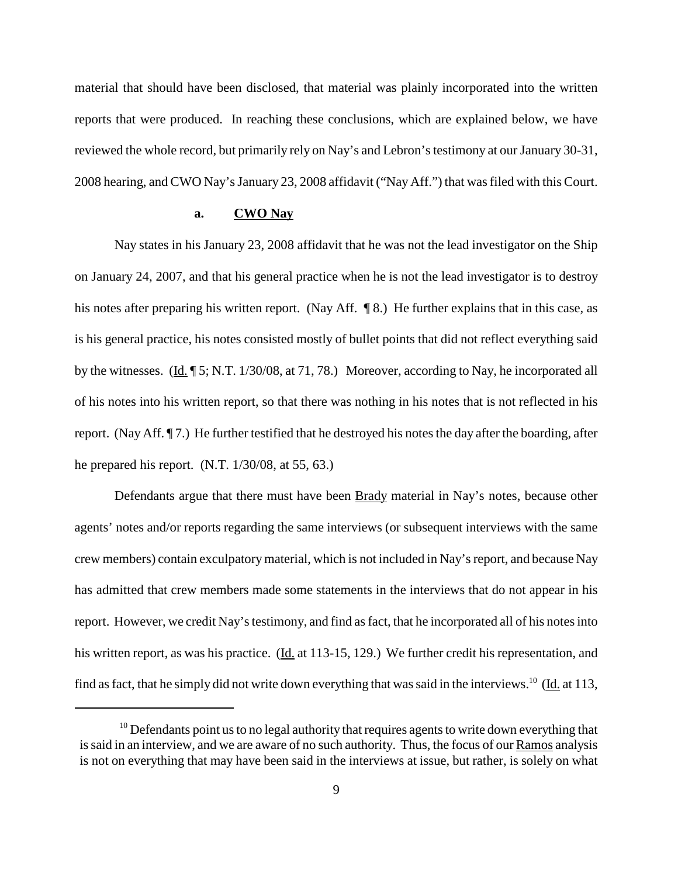material that should have been disclosed, that material was plainly incorporated into the written reports that were produced. In reaching these conclusions, which are explained below, we have reviewed the whole record, but primarily rely on Nay's and Lebron's testimony at our January 30-31, 2008 hearing, and CWO Nay's January 23, 2008 affidavit ("Nay Aff.") that was filed with this Court.

### a. CWO Nay

Nay states in his January 23, 2008 affidavit that he was not the lead investigator on the Ship on January 24, 2007, and that his general practice when he is not the lead investigator is to destroy his notes after preparing his written report. (Nay Aff. ¶ 8.) He further explains that in this case, as is his general practice, his notes consisted mostly of bullet points that did not reflect everything said by the witnesses. (Id. ¶ 5; N.T. 1/30/08, at 71, 78.) Moreover, according to Nay, he incorporated all of his notes into his written report, so that there was nothing in his notes that is not reflected in his report. (Nay Aff. ¶ 7.) He further testified that he destroyed his notes the day after the boarding, after he prepared his report. (N.T. 1/30/08, at 55, 63.)

Defendants argue that there must have been Brady material in Nay's notes, because other agents' notes and/or reports regarding the same interviews (or subsequent interviews with the same crew members) contain exculpatory material, which is not included in Nay's report, and because Nay has admitted that crew members made some statements in the interviews that do not appear in his report. However, we credit Nay's testimony, and find as fact, that he incorporated all of his notes into his written report, as was his practice. (Id. at 113-15, 129.) We further credit his representation, and find as fact, that he simply did not write down everything that was said in the interviews.[10] (Id. at 113,

[10] Defendants point us to no legal authority that requires agents to write down everything that is said in an interview, and we are aware of no such authority. Thus, the focus of our Ramos analysis is not on everything that may have been said in the interviews at issue, but rather, is solely on what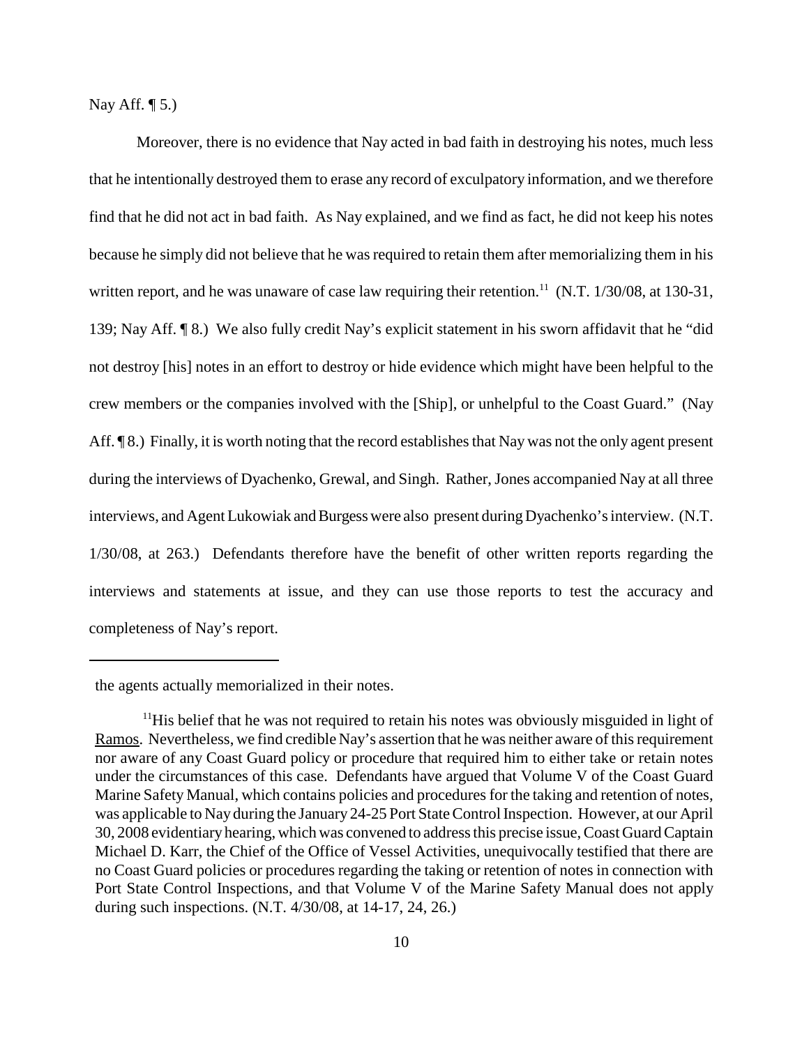Nay Aff. ¶ 5.)

Moreover, there is no evidence that Nay acted in bad faith in destroying his notes, much less that he intentionally destroyed them to erase any record of exculpatory information, and we therefore find that he did not act in bad faith. As Nay explained, and we find as fact, he did not keep his notes because he simply did not believe that he was required to retain them after memorializing them in his written report, and he was unaware of case law requiring their retention.[11] (N.T. 1/30/08, at 130-31, 139; Nay Aff. ¶ 8.) We also fully credit Nay's explicit statement in his sworn affidavit that he "did not destroy [his] notes in an effort to destroy or hide evidence which might have been helpful to the crew members or the companies involved with the [Ship], or unhelpful to the Coast Guard." (Nay Aff. ¶ 8.) Finally, it is worth noting that the record establishes that Nay was not the only agent present during the interviews of Dyachenko, Grewal, and Singh. Rather, Jones accompanied Nay at all three interviews, and Agent Lukowiak and Burgess were also present during Dyachenko's interview. (N.T. 1/30/08, at 263.) Defendants therefore have the benefit of other written reports regarding the interviews and statements at issue, and they can use those reports to test the accuracy and completeness of Nay's report.

---

the agents actually memorialized in their notes.

[11]His belief that he was not required to retain his notes was obviously misguided in light of Ramos. Nevertheless, we find credible Nay's assertion that he was neither aware of this requirement nor aware of any Coast Guard policy or procedure that required him to either take or retain notes under the circumstances of this case. Defendants have argued that Volume V of the Coast Guard Marine Safety Manual, which contains policies and procedures for the taking and retention of notes, was applicable to Nay during the January 24-25 Port State Control Inspection. However, at our April 30, 2008 evidentiary hearing, which was convened to address this precise issue, Coast Guard Captain Michael D. Karr, the Chief of the Office of Vessel Activities, unequivocally testified that there are no Coast Guard policies or procedures regarding the taking or retention of notes in connection with Port State Control Inspections, and that Volume V of the Marine Safety Manual does not apply during such inspections. (N.T. 4/30/08, at 14-17, 24, 26.)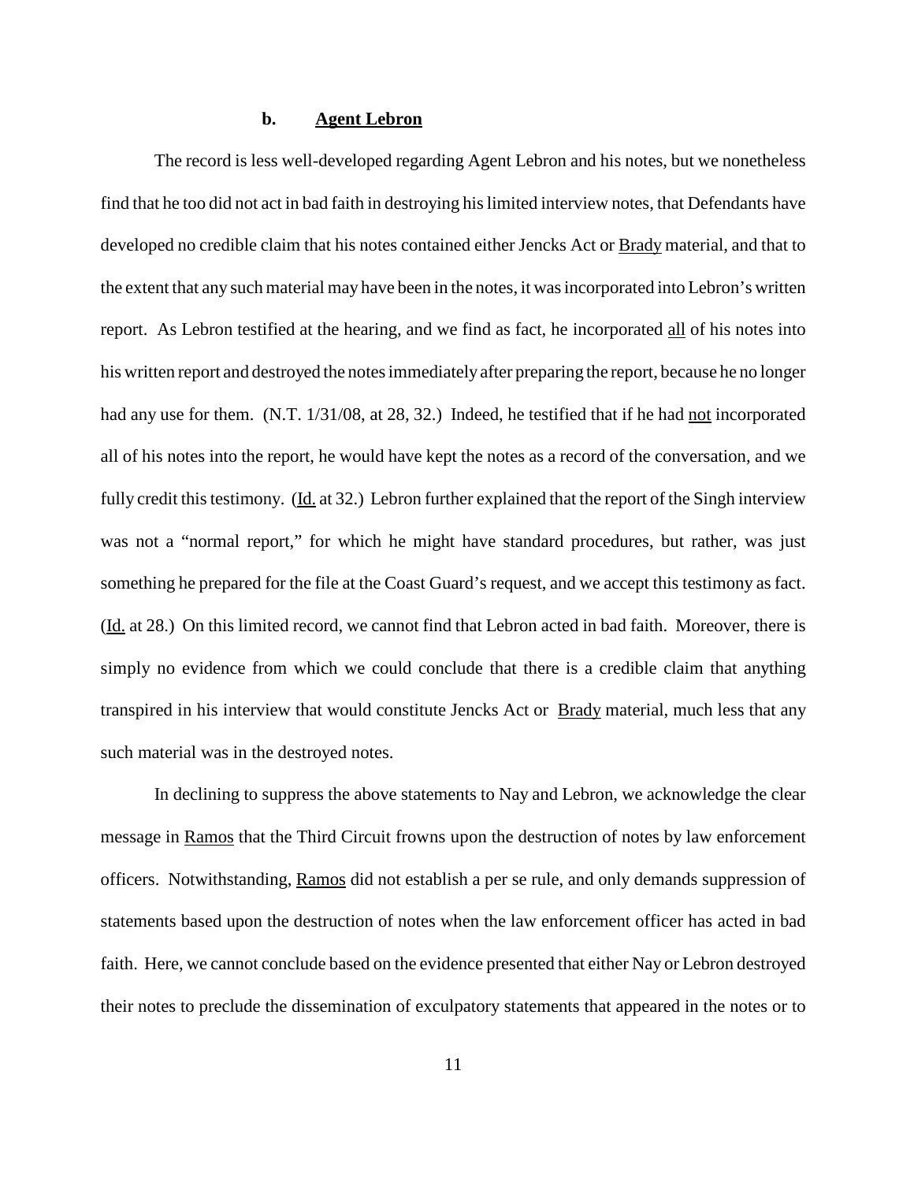**b. Agent Lebron**

The record is less well-developed regarding Agent Lebron and his notes, but we nonetheless find that he too did not act in bad faith in destroying his limited interview notes, that Defendants have developed no credible claim that his notes contained either Jencks Act or Brady material, and that to the extent that any such material may have been in the notes, it was incorporated into Lebron's written report. As Lebron testified at the hearing, and we find as fact, he incorporated all of his notes into his written report and destroyed the notes immediately after preparing the report, because he no longer had any use for them. (N.T. 1/31/08, at 28, 32.) Indeed, he testified that if he had not incorporated all of his notes into the report, he would have kept the notes as a record of the conversation, and we fully credit this testimony. (Id. at 32.) Lebron further explained that the report of the Singh interview was not a "normal report," for which he might have standard procedures, but rather, was just something he prepared for the file at the Coast Guard's request, and we accept this testimony as fact. (Id. at 28.) On this limited record, we cannot find that Lebron acted in bad faith. Moreover, there is simply no evidence from which we could conclude that there is a credible claim that anything transpired in his interview that would constitute Jencks Act or Brady material, much less that any such material was in the destroyed notes.

In declining to suppress the above statements to Nay and Lebron, we acknowledge the clear message in Ramos that the Third Circuit frowns upon the destruction of notes by law enforcement officers. Notwithstanding, Ramos did not establish a per se rule, and only demands suppression of statements based upon the destruction of notes when the law enforcement officer has acted in bad faith. Here, we cannot conclude based on the evidence presented that either Nay or Lebron destroyed their notes to preclude the dissemination of exculpatory statements that appeared in the notes or to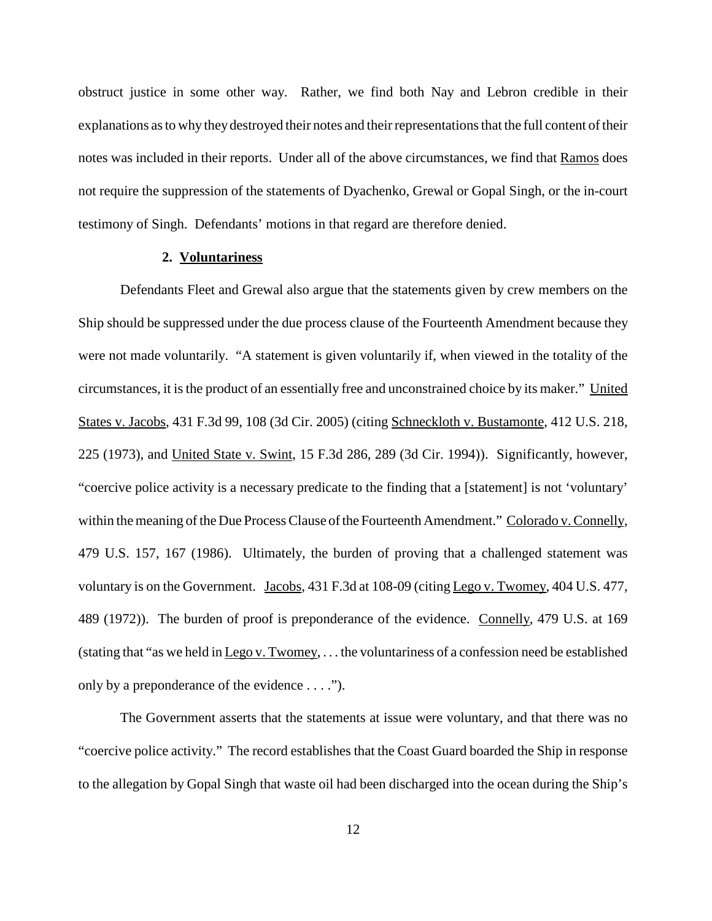obstruct justice in some other way. Rather, we find both Nay and Lebron credible in their explanations as to why they destroyed their notes and their representations that the full content of their notes was included in their reports. Under all of the above circumstances, we find that Ramos does not require the suppression of the statements of Dyachenko, Grewal or Gopal Singh, or the in-court testimony of Singh. Defendants' motions in that regard are therefore denied.

### 2. Voluntariness

Defendants Fleet and Grewal also argue that the statements given by crew members on the Ship should be suppressed under the due process clause of the Fourteenth Amendment because they were not made voluntarily. "A statement is given voluntarily if, when viewed in the totality of the circumstances, it is the product of an essentially free and unconstrained choice by its maker." United States v. Jacobs, 431 F.3d 99, 108 (3d Cir. 2005) (citing Schneckloth v. Bustamonte, 412 U.S. 218, 225 (1973), and United State v. Swint, 15 F.3d 286, 289 (3d Cir. 1994)). Significantly, however, "coercive police activity is a necessary predicate to the finding that a [statement] is not 'voluntary' within the meaning of the Due Process Clause of the Fourteenth Amendment." Colorado v. Connelly, 479 U.S. 157, 167 (1986). Ultimately, the burden of proving that a challenged statement was voluntary is on the Government. Jacobs, 431 F.3d at 108-09 (citing Lego v. Twomey, 404 U.S. 477, 489 (1972)). The burden of proof is preponderance of the evidence. Connelly, 479 U.S. at 169 (stating that "as we held in Lego v. Twomey, . . . the voluntariness of a confession need be established only by a preponderance of the evidence . . . .").

The Government asserts that the statements at issue were voluntary, and that there was no "coercive police activity." The record establishes that the Coast Guard boarded the Ship in response to the allegation by Gopal Singh that waste oil had been discharged into the ocean during the Ship's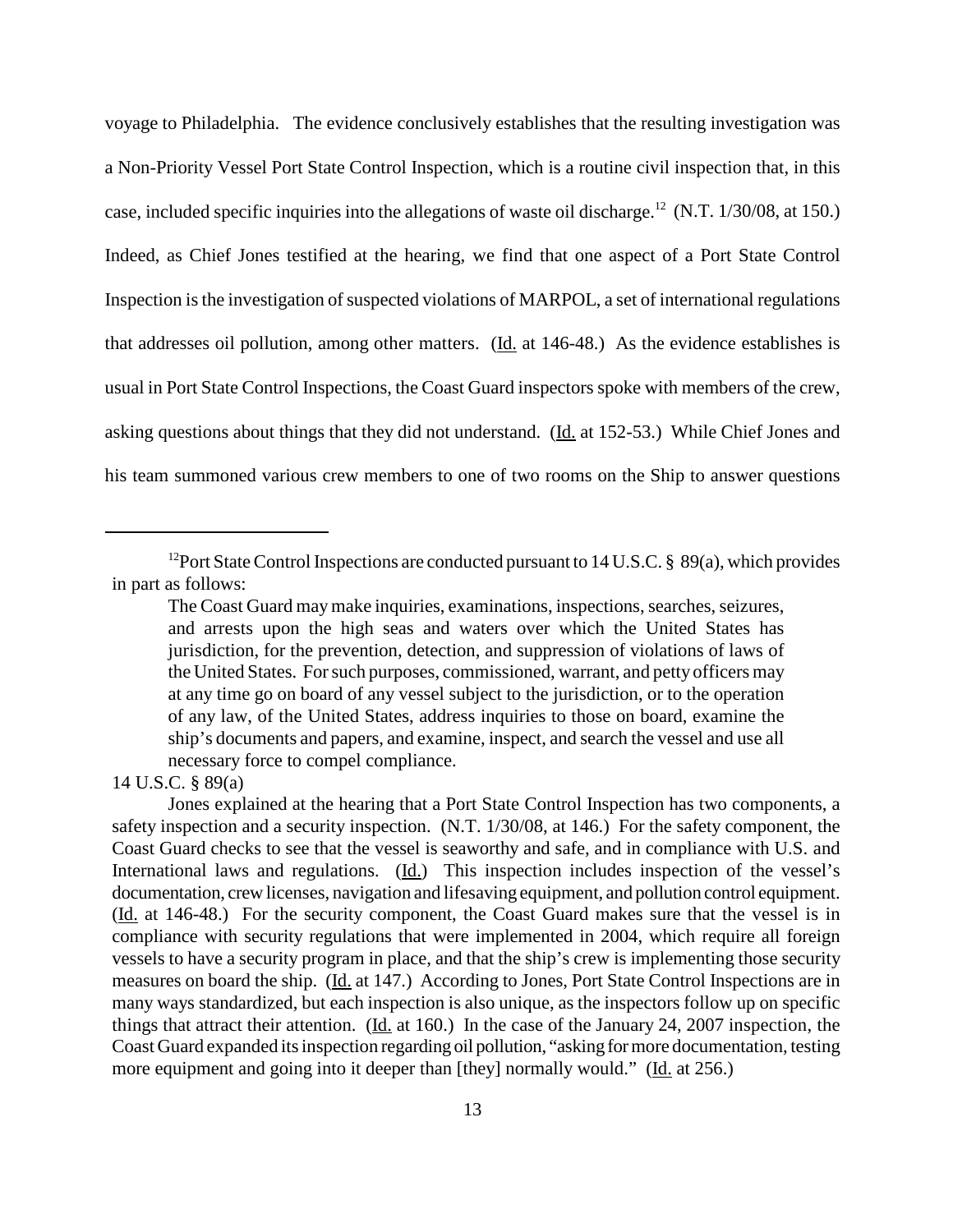voyage to Philadelphia. The evidence conclusively establishes that the resulting investigation was a Non-Priority Vessel Port State Control Inspection, which is a routine civil inspection that, in this case, included specific inquiries into the allegations of waste oil discharge.[12] (N.T. 1/30/08, at 150.) Indeed, as Chief Jones testified at the hearing, we find that one aspect of a Port State Control Inspection is the investigation of suspected violations of MARPOL, a set of international regulations that addresses oil pollution, among other matters. (Id. at 146-48.) As the evidence establishes is usual in Port State Control Inspections, the Coast Guard inspectors spoke with members of the crew, asking questions about things that they did not understand. (Id. at 152-53.) While Chief Jones and his team summoned various crew members to one of two rooms on the Ship to answer questions

---

[12]Port State Control Inspections are conducted pursuant to 14 U.S.C. § 89(a), which provides in part as follows:

> The Coast Guard may make inquiries, examinations, inspections, searches, seizures, and arrests upon the high seas and waters over which the United States has jurisdiction, for the prevention, detection, and suppression of violations of laws of the United States. For such purposes, commissioned, warrant, and petty officers may at any time go on board of any vessel subject to the jurisdiction, or to the operation of any law, of the United States, address inquiries to those on board, examine the ship's documents and papers, and examine, inspect, and search the vessel and use all necessary force to compel compliance.

14 U.S.C. § 89(a)

Jones explained at the hearing that a Port State Control Inspection has two components, a safety inspection and a security inspection. (N.T. 1/30/08, at 146.) For the safety component, the Coast Guard checks to see that the vessel is seaworthy and safe, and in compliance with U.S. and International laws and regulations. (Id.) This inspection includes inspection of the vessel's documentation, crew licenses, navigation and lifesaving equipment, and pollution control equipment. (Id. at 146-48.) For the security component, the Coast Guard makes sure that the vessel is in compliance with security regulations that were implemented in 2004, which require all foreign vessels to have a security program in place, and that the ship's crew is implementing those security measures on board the ship. (Id. at 147.) According to Jones, Port State Control Inspections are in many ways standardized, but each inspection is also unique, as the inspectors follow up on specific things that attract their attention. (Id. at 160.) In the case of the January 24, 2007 inspection, the Coast Guard expanded its inspection regarding oil pollution, "asking for more documentation, testing more equipment and going into it deeper than [they] normally would." (Id. at 256.)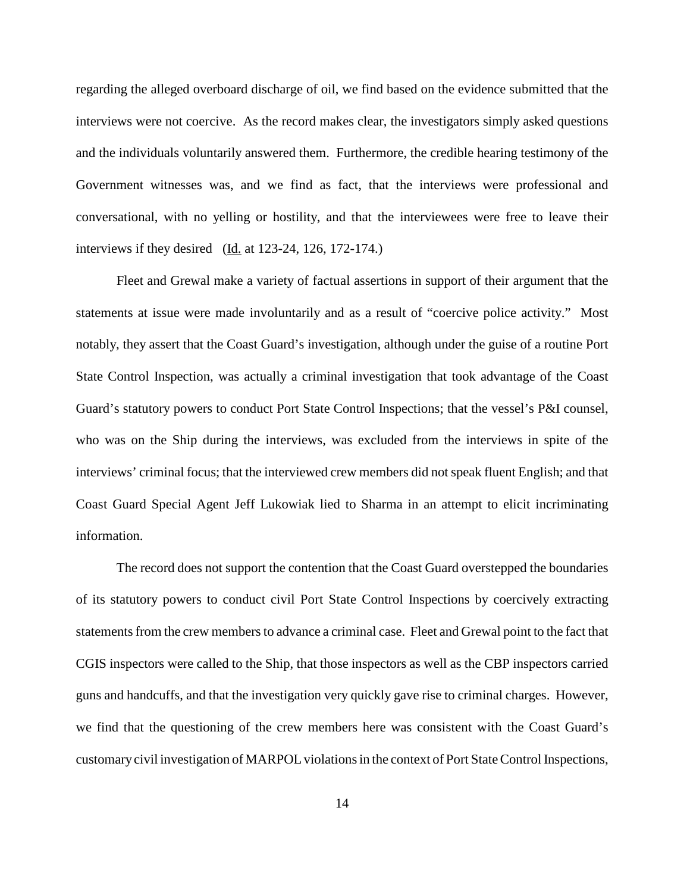regarding the alleged overboard discharge of oil, we find based on the evidence submitted that the interviews were not coercive. As the record makes clear, the investigators simply asked questions and the individuals voluntarily answered them. Furthermore, the credible hearing testimony of the Government witnesses was, and we find as fact, that the interviews were professional and conversational, with no yelling or hostility, and that the interviewees were free to leave their interviews if they desired (Id. at 123-24, 126, 172-174.)

Fleet and Grewal make a variety of factual assertions in support of their argument that the statements at issue were made involuntarily and as a result of "coercive police activity." Most notably, they assert that the Coast Guard's investigation, although under the guise of a routine Port State Control Inspection, was actually a criminal investigation that took advantage of the Coast Guard's statutory powers to conduct Port State Control Inspections; that the vessel's P&I counsel, who was on the Ship during the interviews, was excluded from the interviews in spite of the interviews' criminal focus; that the interviewed crew members did not speak fluent English; and that Coast Guard Special Agent Jeff Lukowiak lied to Sharma in an attempt to elicit incriminating information.

The record does not support the contention that the Coast Guard overstepped the boundaries of its statutory powers to conduct civil Port State Control Inspections by coercively extracting statements from the crew members to advance a criminal case. Fleet and Grewal point to the fact that CGIS inspectors were called to the Ship, that those inspectors as well as the CBP inspectors carried guns and handcuffs, and that the investigation very quickly gave rise to criminal charges. However, we find that the questioning of the crew members here was consistent with the Coast Guard's customary civil investigation of MARPOL violations in the context of Port State Control Inspections,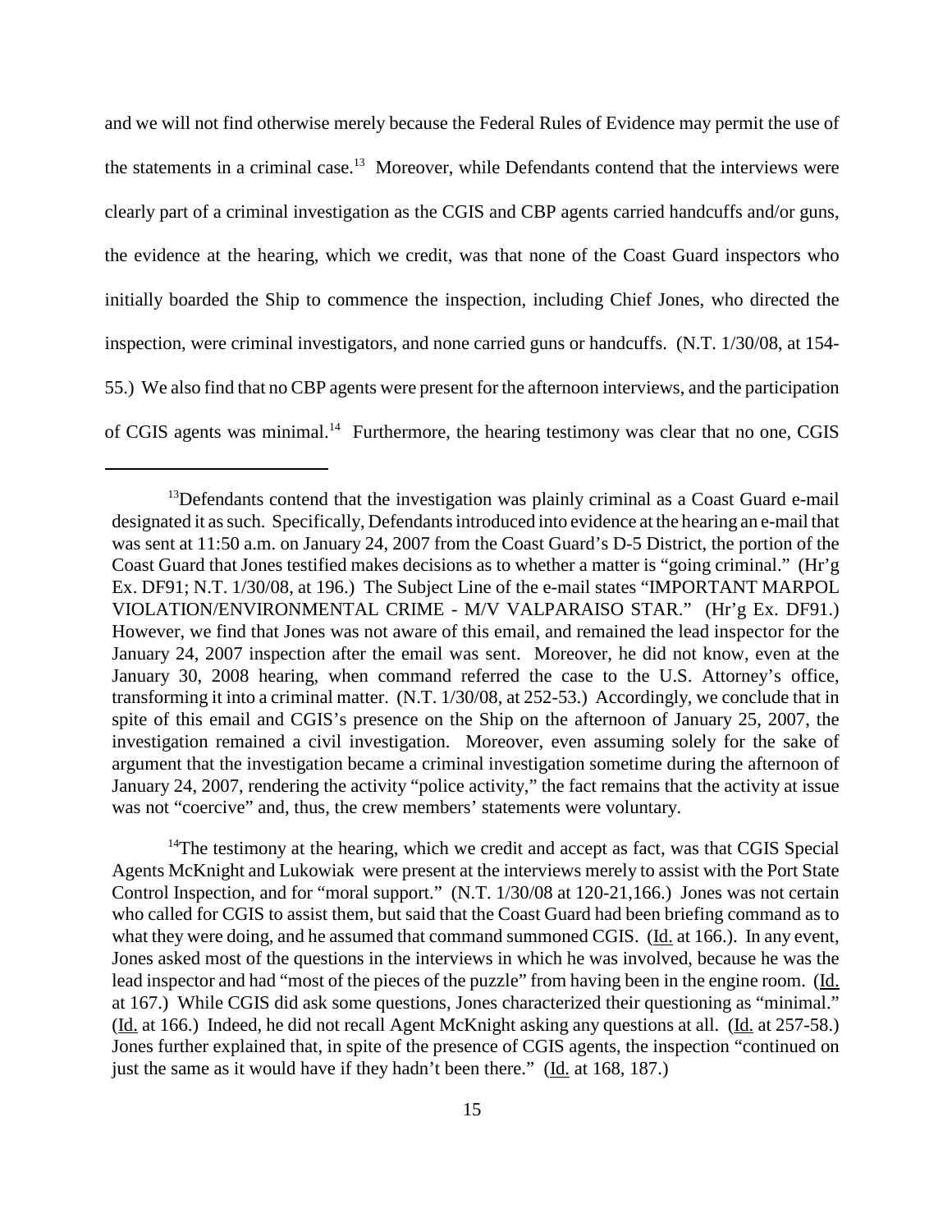and we will not find otherwise merely because the Federal Rules of Evidence may permit the use of the statements in a criminal case.[13] Moreover, while Defendants contend that the interviews were clearly part of a criminal investigation as the CGIS and CBP agents carried handcuffs and/or guns, the evidence at the hearing, which we credit, was that none of the Coast Guard inspectors who initially boarded the Ship to commence the inspection, including Chief Jones, who directed the inspection, were criminal investigators, and none carried guns or handcuffs. (N.T. 1/30/08, at 154-55.) We also find that no CBP agents were present for the afternoon interviews, and the participation of CGIS agents was minimal.[14] Furthermore, the hearing testimony was clear that no one, CGIS

---

[13]Defendants contend that the investigation was plainly criminal as a Coast Guard e-mail designated it as such. Specifically, Defendants introduced into evidence at the hearing an e-mail that was sent at 11:50 a.m. on January 24, 2007 from the Coast Guard's D-5 District, the portion of the Coast Guard that Jones testified makes decisions as to whether a matter is "going criminal." (Hr'g Ex. DF91; N.T. 1/30/08, at 196.) The Subject Line of the e-mail states "IMPORTANT MARPOL VIOLATION/ENVIRONMENTAL CRIME - M/V VALPARAISO STAR." (Hr'g Ex. DF91.) However, we find that Jones was not aware of this email, and remained the lead inspector for the January 24, 2007 inspection after the email was sent. Moreover, he did not know, even at the January 30, 2008 hearing, when command referred the case to the U.S. Attorney's office, transforming it into a criminal matter. (N.T. 1/30/08, at 252-53.) Accordingly, we conclude that in spite of this email and CGIS's presence on the Ship on the afternoon of January 25, 2007, the investigation remained a civil investigation. Moreover, even assuming solely for the sake of argument that the investigation became a criminal investigation sometime during the afternoon of January 24, 2007, rendering the activity "police activity," the fact remains that the activity at issue was not "coercive" and, thus, the crew members' statements were voluntary.

[14]The testimony at the hearing, which we credit and accept as fact, was that CGIS Special Agents McKnight and Lukowiak were present at the interviews merely to assist with the Port State Control Inspection, and for "moral support." (N.T. 1/30/08 at 120-21,166.) Jones was not certain who called for CGIS to assist them, but said that the Coast Guard had been briefing command as to what they were doing, and he assumed that command summoned CGIS. (Id. at 166.). In any event, Jones asked most of the questions in the interviews in which he was involved, because he was the lead inspector and had "most of the pieces of the puzzle" from having been in the engine room. (Id. at 167.) While CGIS did ask some questions, Jones characterized their questioning as "minimal." (Id. at 166.) Indeed, he did not recall Agent McKnight asking any questions at all. (Id. at 257-58.) Jones further explained that, in spite of the presence of CGIS agents, the inspection "continued on just the same as it would have if they hadn't been there." (Id. at 168, 187.)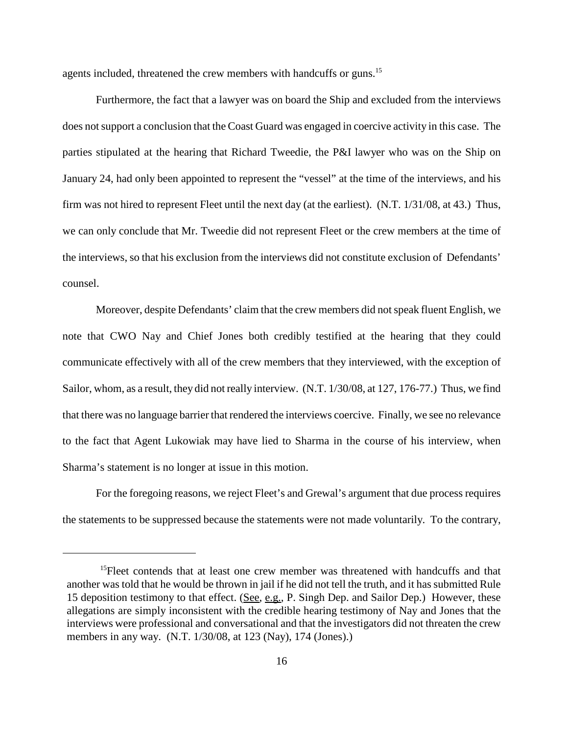agents included, threatened the crew members with handcuffs or guns.[15]

Furthermore, the fact that a lawyer was on board the Ship and excluded from the interviews does not support a conclusion that the Coast Guard was engaged in coercive activity in this case. The parties stipulated at the hearing that Richard Tweedie, the P&I lawyer who was on the Ship on January 24, had only been appointed to represent the "vessel" at the time of the interviews, and his firm was not hired to represent Fleet until the next day (at the earliest). (N.T. 1/31/08, at 43.) Thus, we can only conclude that Mr. Tweedie did not represent Fleet or the crew members at the time of the interviews, so that his exclusion from the interviews did not constitute exclusion of Defendants' counsel.

Moreover, despite Defendants' claim that the crew members did not speak fluent English, we note that CWO Nay and Chief Jones both credibly testified at the hearing that they could communicate effectively with all of the crew members that they interviewed, with the exception of Sailor, whom, as a result, they did not really interview. (N.T. 1/30/08, at 127, 176-77.) Thus, we find that there was no language barrier that rendered the interviews coercive. Finally, we see no relevance to the fact that Agent Lukowiak may have lied to Sharma in the course of his interview, when Sharma's statement is no longer at issue in this motion.

For the foregoing reasons, we reject Fleet's and Grewal's argument that due process requires the statements to be suppressed because the statements were not made voluntarily. To the contrary,

---

[15] Fleet contends that at least one crew member was threatened with handcuffs and that another was told that he would be thrown in jail if he did not tell the truth, and it has submitted Rule 15 deposition testimony to that effect. (See, e.g., P. Singh Dep. and Sailor Dep.) However, these allegations are simply inconsistent with the credible hearing testimony of Nay and Jones that the interviews were professional and conversational and that the investigators did not threaten the crew members in any way. (N.T. 1/30/08, at 123 (Nay), 174 (Jones).)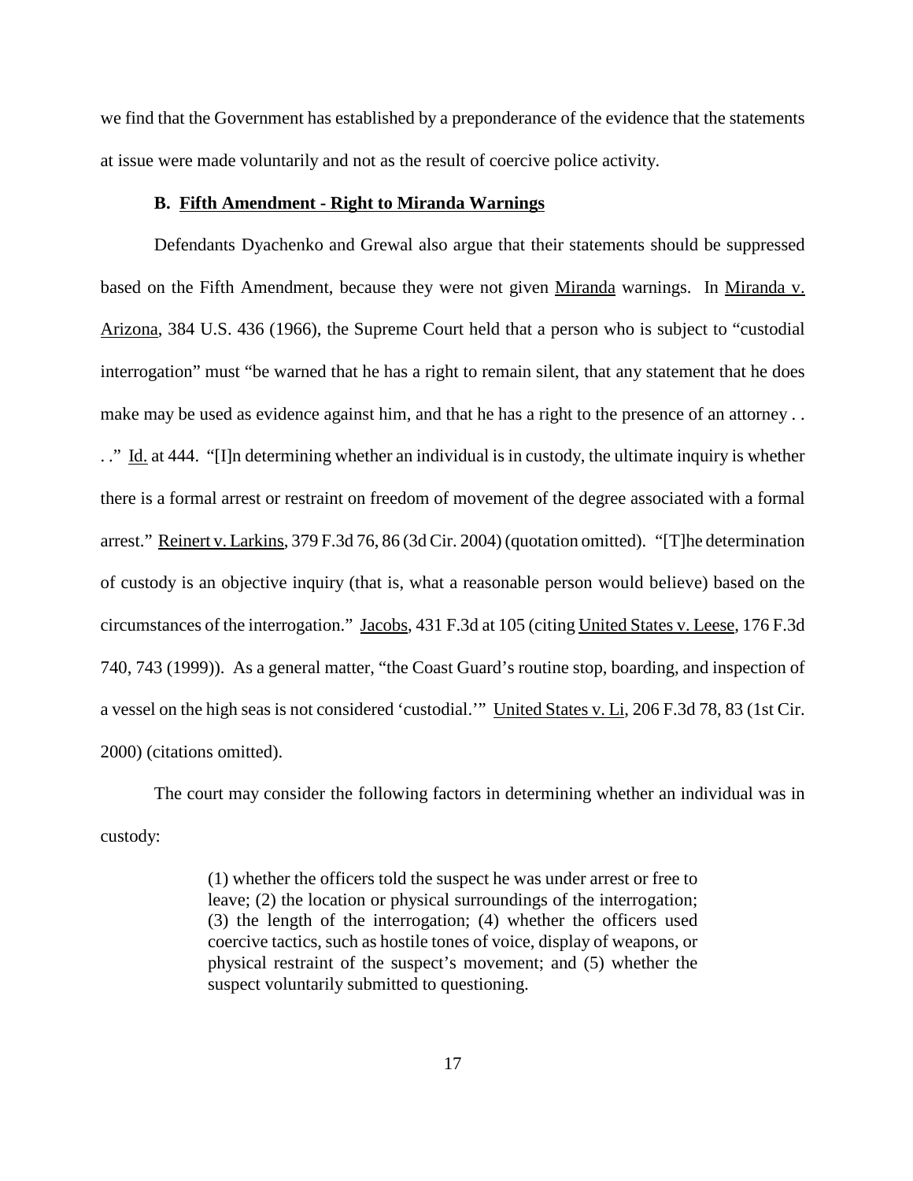we find that the Government has established by a preponderance of the evidence that the statements at issue were made voluntarily and not as the result of coercive police activity.

**B. Fifth Amendment - Right to Miranda Warnings**

Defendants Dyachenko and Grewal also argue that their statements should be suppressed based on the Fifth Amendment, because they were not given Miranda warnings. In Miranda v. Arizona, 384 U.S. 436 (1966), the Supreme Court held that a person who is subject to "custodial interrogation" must "be warned that he has a right to remain silent, that any statement that he does make may be used as evidence against him, and that he has a right to the presence of an attorney . . . ." Id. at 444. "[I]n determining whether an individual is in custody, the ultimate inquiry is whether there is a formal arrest or restraint on freedom of movement of the degree associated with a formal arrest." Reinert v. Larkins, 379 F.3d 76, 86 (3d Cir. 2004) (quotation omitted). "[T]he determination of custody is an objective inquiry (that is, what a reasonable person would believe) based on the circumstances of the interrogation." Jacobs, 431 F.3d at 105 (citing United States v. Leese, 176 F.3d 740, 743 (1999)). As a general matter, "the Coast Guard's routine stop, boarding, and inspection of a vessel on the high seas is not considered 'custodial.'" United States v. Li, 206 F.3d 78, 83 (1st Cir. 2000) (citations omitted).

The court may consider the following factors in determining whether an individual was in custody:

> (1) whether the officers told the suspect he was under arrest or free to leave; (2) the location or physical surroundings of the interrogation; (3) the length of the interrogation; (4) whether the officers used coercive tactics, such as hostile tones of voice, display of weapons, or physical restraint of the suspect's movement; and (5) whether the suspect voluntarily submitted to questioning.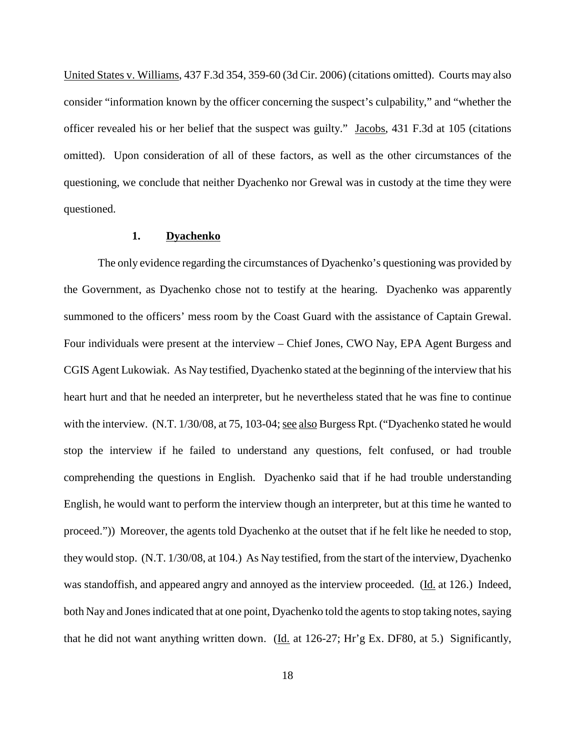United States v. Williams, 437 F.3d 354, 359-60 (3d Cir. 2006) (citations omitted). Courts may also consider "information known by the officer concerning the suspect's culpability," and "whether the officer revealed his or her belief that the suspect was guilty." Jacobs, 431 F.3d at 105 (citations omitted). Upon consideration of all of these factors, as well as the other circumstances of the questioning, we conclude that neither Dyachenko nor Grewal was in custody at the time they were questioned.

### 1. Dyachenko

The only evidence regarding the circumstances of Dyachenko's questioning was provided by the Government, as Dyachenko chose not to testify at the hearing. Dyachenko was apparently summoned to the officers' mess room by the Coast Guard with the assistance of Captain Grewal. Four individuals were present at the interview – Chief Jones, CWO Nay, EPA Agent Burgess and CGIS Agent Lukowiak. As Nay testified, Dyachenko stated at the beginning of the interview that his heart hurt and that he needed an interpreter, but he nevertheless stated that he was fine to continue with the interview. (N.T. 1/30/08, at 75, 103-04; see also Burgess Rpt. ("Dyachenko stated he would stop the interview if he failed to understand any questions, felt confused, or had trouble comprehending the questions in English. Dyachenko said that if he had trouble understanding English, he would want to perform the interview though an interpreter, but at this time he wanted to proceed.")) Moreover, the agents told Dyachenko at the outset that if he felt like he needed to stop, they would stop. (N.T. 1/30/08, at 104.) As Nay testified, from the start of the interview, Dyachenko was standoffish, and appeared angry and annoyed as the interview proceeded. (Id. at 126.) Indeed, both Nay and Jones indicated that at one point, Dyachenko told the agents to stop taking notes, saying that he did not want anything written down. (Id. at 126-27; Hr'g Ex. DF80, at 5.) Significantly,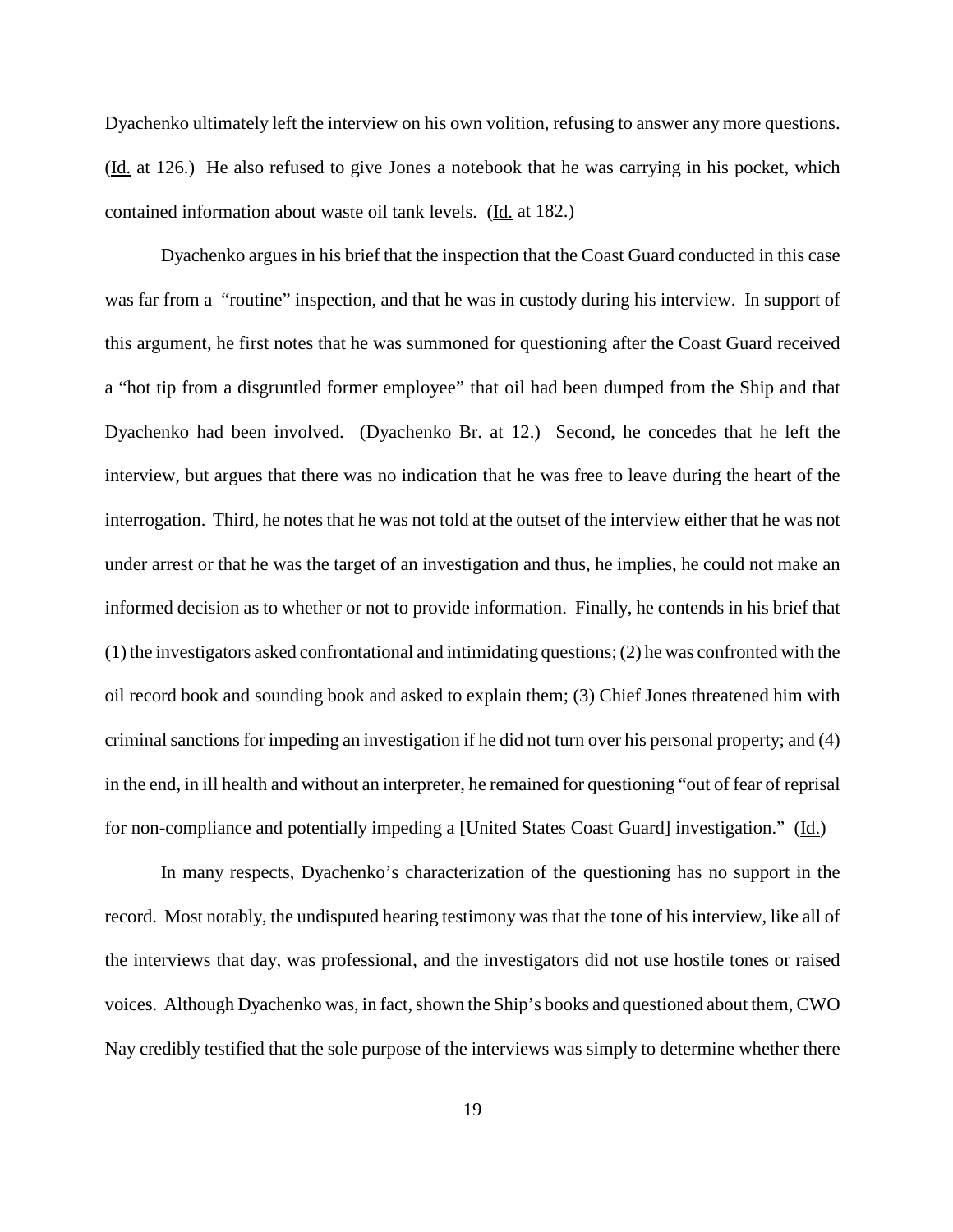Dyachenko ultimately left the interview on his own volition, refusing to answer any more questions. (Id. at 126.) He also refused to give Jones a notebook that he was carrying in his pocket, which contained information about waste oil tank levels. (Id. at 182.)

Dyachenko argues in his brief that the inspection that the Coast Guard conducted in this case was far from a "routine" inspection, and that he was in custody during his interview. In support of this argument, he first notes that he was summoned for questioning after the Coast Guard received a "hot tip from a disgruntled former employee" that oil had been dumped from the Ship and that Dyachenko had been involved. (Dyachenko Br. at 12.) Second, he concedes that he left the interview, but argues that there was no indication that he was free to leave during the heart of the interrogation. Third, he notes that he was not told at the outset of the interview either that he was not under arrest or that he was the target of an investigation and thus, he implies, he could not make an informed decision as to whether or not to provide information. Finally, he contends in his brief that (1) the investigators asked confrontational and intimidating questions; (2) he was confronted with the oil record book and sounding book and asked to explain them; (3) Chief Jones threatened him with criminal sanctions for impeding an investigation if he did not turn over his personal property; and (4) in the end, in ill health and without an interpreter, he remained for questioning "out of fear of reprisal for non-compliance and potentially impeding a [United States Coast Guard] investigation." (Id.)

In many respects, Dyachenko's characterization of the questioning has no support in the record. Most notably, the undisputed hearing testimony was that the tone of his interview, like all of the interviews that day, was professional, and the investigators did not use hostile tones or raised voices. Although Dyachenko was, in fact, shown the Ship's books and questioned about them, CWO Nay credibly testified that the sole purpose of the interviews was simply to determine whether there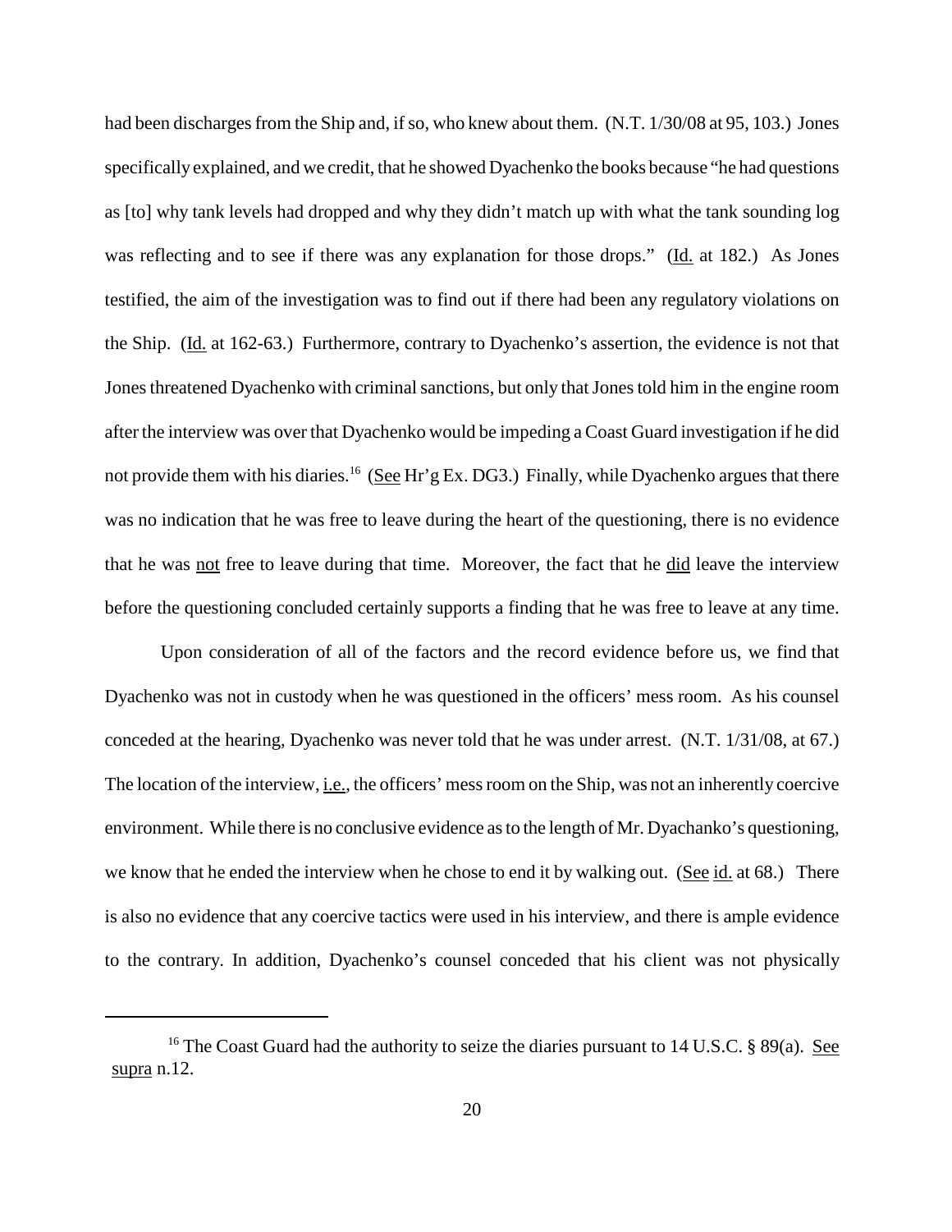had been discharges from the Ship and, if so, who knew about them. (N.T. 1/30/08 at 95, 103.) Jones specifically explained, and we credit, that he showed Dyachenko the books because "he had questions as [to] why tank levels had dropped and why they didn't match up with what the tank sounding log was reflecting and to see if there was any explanation for those drops." (Id. at 182.) As Jones testified, the aim of the investigation was to find out if there had been any regulatory violations on the Ship. (Id. at 162-63.) Furthermore, contrary to Dyachenko's assertion, the evidence is not that Jones threatened Dyachenko with criminal sanctions, but only that Jones told him in the engine room after the interview was over that Dyachenko would be impeding a Coast Guard investigation if he did not provide them with his diaries.[16] (See Hr'g Ex. DG3.) Finally, while Dyachenko argues that there was no indication that he was free to leave during the heart of the questioning, there is no evidence that he was not free to leave during that time. Moreover, the fact that he did leave the interview before the questioning concluded certainly supports a finding that he was free to leave at any time.

Upon consideration of all of the factors and the record evidence before us, we find that Dyachenko was not in custody when he was questioned in the officers' mess room. As his counsel conceded at the hearing, Dyachenko was never told that he was under arrest. (N.T. 1/31/08, at 67.) The location of the interview, i.e., the officers' mess room on the Ship, was not an inherently coercive environment. While there is no conclusive evidence as to the length of Mr. Dyachanko's questioning, we know that he ended the interview when he chose to end it by walking out. (See id. at 68.) There is also no evidence that any coercive tactics were used in his interview, and there is ample evidence to the contrary. In addition, Dyachenko's counsel conceded that his client was not physically

---

[16] The Coast Guard had the authority to seize the diaries pursuant to 14 U.S.C. § 89(a). See supra n.12.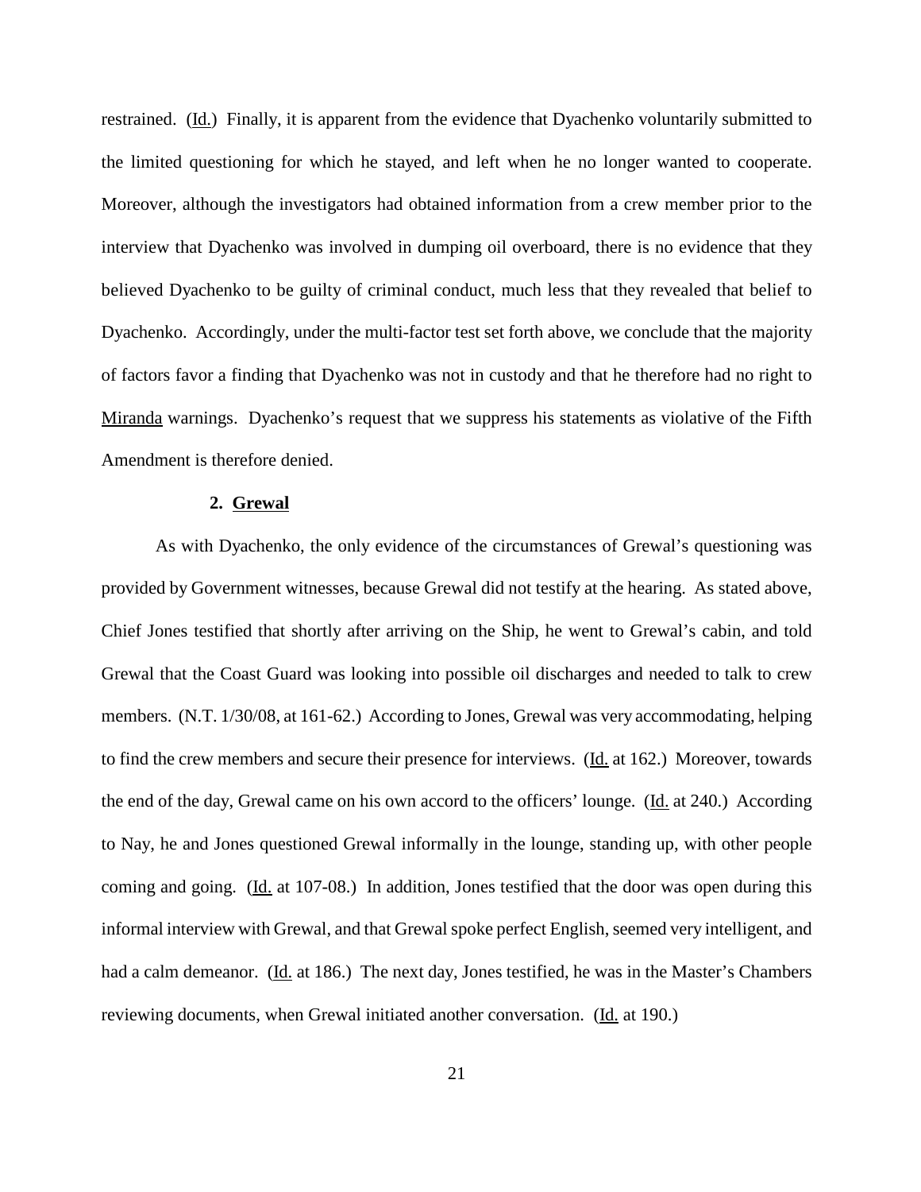restrained. (Id.) Finally, it is apparent from the evidence that Dyachenko voluntarily submitted to the limited questioning for which he stayed, and left when he no longer wanted to cooperate. Moreover, although the investigators had obtained information from a crew member prior to the interview that Dyachenko was involved in dumping oil overboard, there is no evidence that they believed Dyachenko to be guilty of criminal conduct, much less that they revealed that belief to Dyachenko. Accordingly, under the multi-factor test set forth above, we conclude that the majority of factors favor a finding that Dyachenko was not in custody and that he therefore had no right to Miranda warnings. Dyachenko's request that we suppress his statements as violative of the Fifth Amendment is therefore denied.

#### 2. Grewal

As with Dyachenko, the only evidence of the circumstances of Grewal's questioning was provided by Government witnesses, because Grewal did not testify at the hearing. As stated above, Chief Jones testified that shortly after arriving on the Ship, he went to Grewal's cabin, and told Grewal that the Coast Guard was looking into possible oil discharges and needed to talk to crew members. (N.T. 1/30/08, at 161-62.) According to Jones, Grewal was very accommodating, helping to find the crew members and secure their presence for interviews. (Id. at 162.) Moreover, towards the end of the day, Grewal came on his own accord to the officers' lounge. (Id. at 240.) According to Nay, he and Jones questioned Grewal informally in the lounge, standing up, with other people coming and going. (Id. at 107-08.) In addition, Jones testified that the door was open during this informal interview with Grewal, and that Grewal spoke perfect English, seemed very intelligent, and had a calm demeanor. (Id. at 186.) The next day, Jones testified, he was in the Master's Chambers reviewing documents, when Grewal initiated another conversation. (Id. at 190.)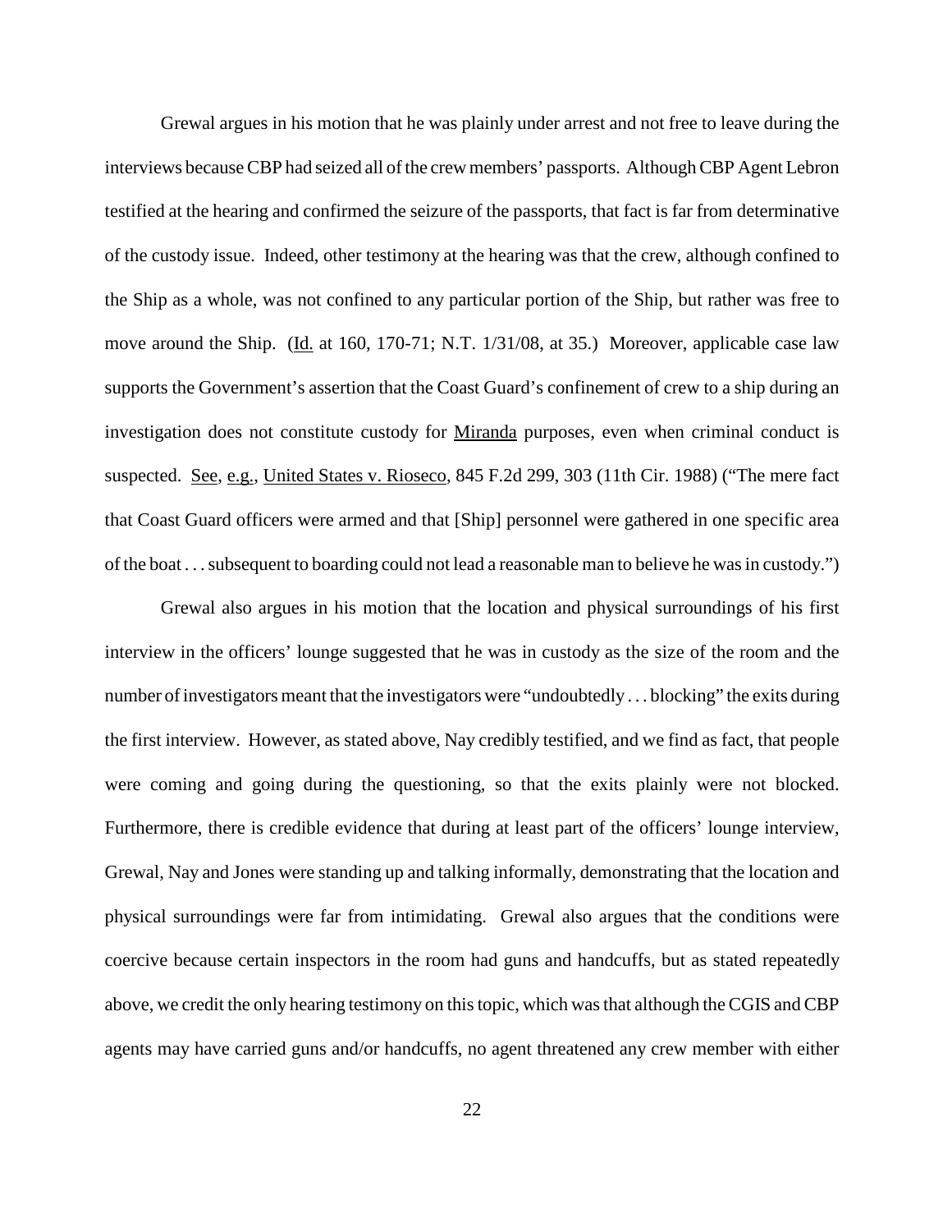Grewal argues in his motion that he was plainly under arrest and not free to leave during the interviews because CBP had seized all of the crew members' passports. Although CBP Agent Lebron testified at the hearing and confirmed the seizure of the passports, that fact is far from determinative of the custody issue. Indeed, other testimony at the hearing was that the crew, although confined to the Ship as a whole, was not confined to any particular portion of the Ship, but rather was free to move around the Ship. (Id. at 160, 170-71; N.T. 1/31/08, at 35.) Moreover, applicable case law supports the Government's assertion that the Coast Guard's confinement of crew to a ship during an investigation does not constitute custody for Miranda purposes, even when criminal conduct is suspected. See, e.g., United States v. Rioseco, 845 F.2d 299, 303 (11th Cir. 1988) ("The mere fact that Coast Guard officers were armed and that [Ship] personnel were gathered in one specific area of the boat . . . subsequent to boarding could not lead a reasonable man to believe he was in custody.")

Grewal also argues in his motion that the location and physical surroundings of his first interview in the officers' lounge suggested that he was in custody as the size of the room and the number of investigators meant that the investigators were "undoubtedly . . . blocking" the exits during the first interview. However, as stated above, Nay credibly testified, and we find as fact, that people were coming and going during the questioning, so that the exits plainly were not blocked. Furthermore, there is credible evidence that during at least part of the officers' lounge interview, Grewal, Nay and Jones were standing up and talking informally, demonstrating that the location and physical surroundings were far from intimidating. Grewal also argues that the conditions were coercive because certain inspectors in the room had guns and handcuffs, but as stated repeatedly above, we credit the only hearing testimony on this topic, which was that although the CGIS and CBP agents may have carried guns and/or handcuffs, no agent threatened any crew member with either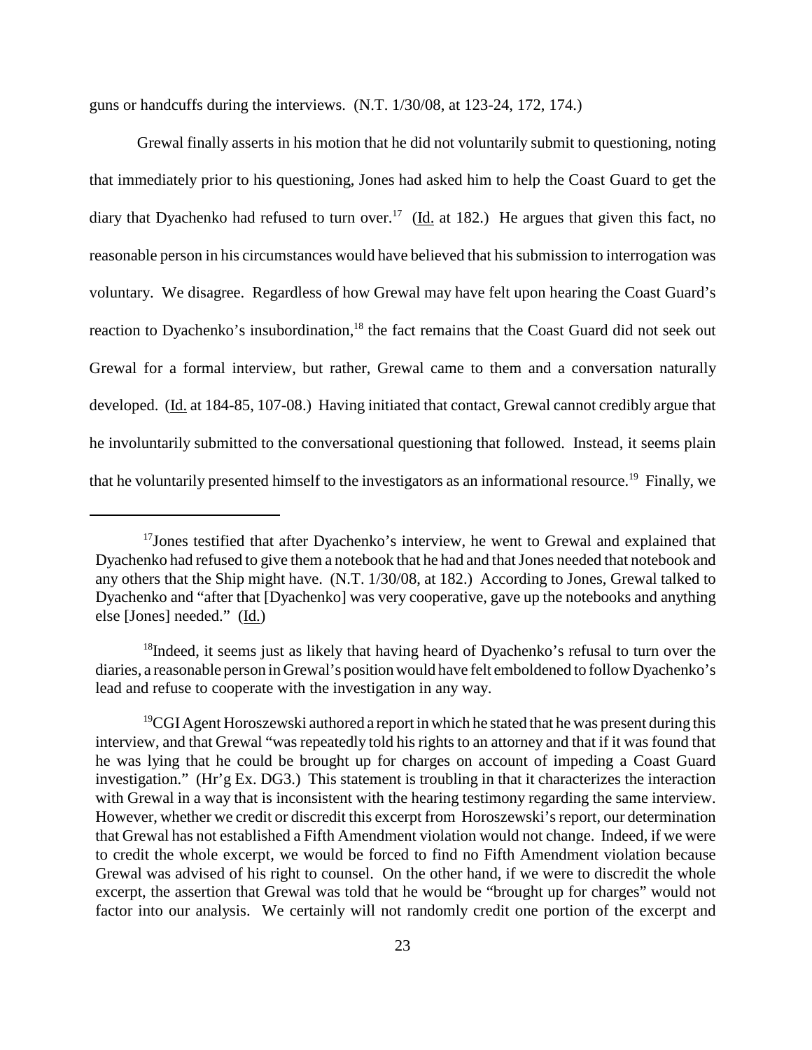guns or handcuffs during the interviews. (N.T. 1/30/08, at 123-24, 172, 174.)

Grewal finally asserts in his motion that he did not voluntarily submit to questioning, noting that immediately prior to his questioning, Jones had asked him to help the Coast Guard to get the diary that Dyachenko had refused to turn over.[17] (Id. at 182.) He argues that given this fact, no reasonable person in his circumstances would have believed that his submission to interrogation was voluntary. We disagree. Regardless of how Grewal may have felt upon hearing the Coast Guard's reaction to Dyachenko's insubordination,[18] the fact remains that the Coast Guard did not seek out Grewal for a formal interview, but rather, Grewal came to them and a conversation naturally developed. (Id. at 184-85, 107-08.) Having initiated that contact, Grewal cannot credibly argue that he involuntarily submitted to the conversational questioning that followed. Instead, it seems plain that he voluntarily presented himself to the investigators as an informational resource.[19] Finally, we

---

[17]Jones testified that after Dyachenko's interview, he went to Grewal and explained that Dyachenko had refused to give them a notebook that he had and that Jones needed that notebook and any others that the Ship might have. (N.T. 1/30/08, at 182.) According to Jones, Grewal talked to Dyachenko and "after that [Dyachenko] was very cooperative, gave up the notebooks and anything else [Jones] needed." (Id.)

[18]Indeed, it seems just as likely that having heard of Dyachenko's refusal to turn over the diaries, a reasonable person in Grewal's position would have felt emboldened to follow Dyachenko's lead and refuse to cooperate with the investigation in any way.

[19]CGI Agent Horoszewski authored a report in which he stated that he was present during this interview, and that Grewal "was repeatedly told his rights to an attorney and that if it was found that he was lying that he could be brought up for charges on account of impeding a Coast Guard investigation." (Hr'g Ex. DG3.) This statement is troubling in that it characterizes the interaction with Grewal in a way that is inconsistent with the hearing testimony regarding the same interview. However, whether we credit or discredit this excerpt from Horoszewski's report, our determination that Grewal has not established a Fifth Amendment violation would not change. Indeed, if we were to credit the whole excerpt, we would be forced to find no Fifth Amendment violation because Grewal was advised of his right to counsel. On the other hand, if we were to discredit the whole excerpt, the assertion that Grewal was told that he would be "brought up for charges" would not factor into our analysis. We certainly will not randomly credit one portion of the excerpt and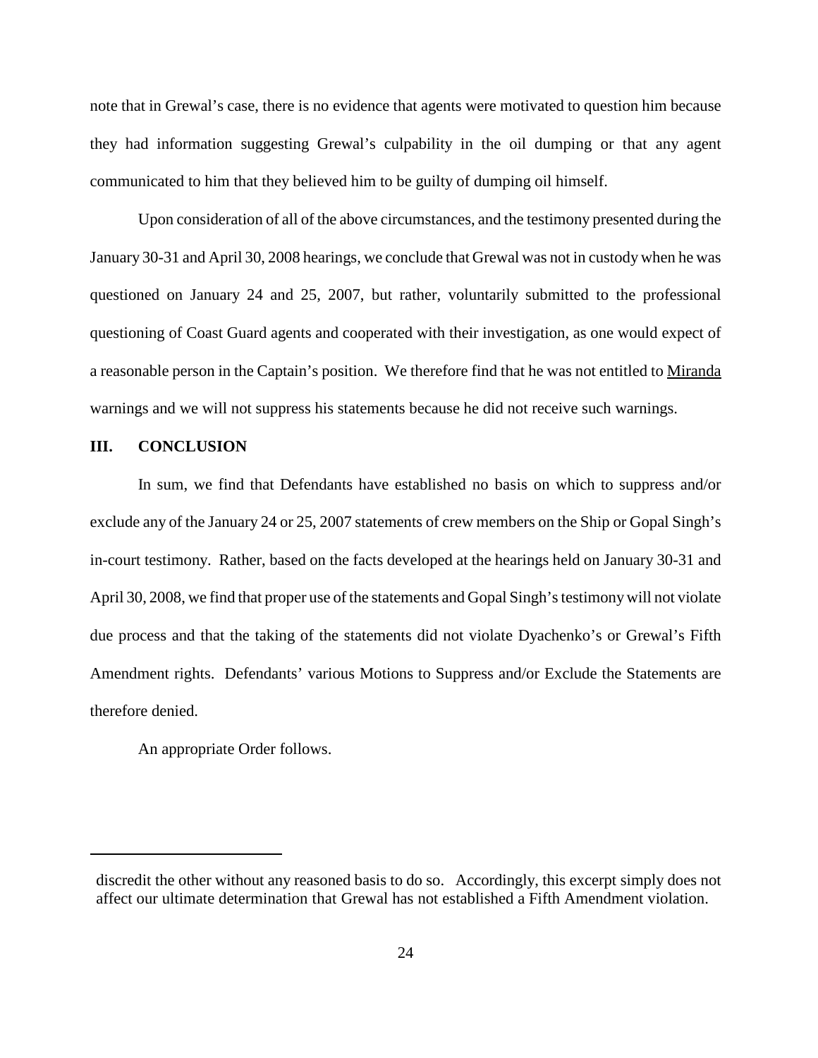note that in Grewal's case, there is no evidence that agents were motivated to question him because they had information suggesting Grewal's culpability in the oil dumping or that any agent communicated to him that they believed him to be guilty of dumping oil himself.

Upon consideration of all of the above circumstances, and the testimony presented during the January 30-31 and April 30, 2008 hearings, we conclude that Grewal was not in custody when he was questioned on January 24 and 25, 2007, but rather, voluntarily submitted to the professional questioning of Coast Guard agents and cooperated with their investigation, as one would expect of a reasonable person in the Captain's position. We therefore find that he was not entitled to Miranda warnings and we will not suppress his statements because he did not receive such warnings.

## III. CONCLUSION

In sum, we find that Defendants have established no basis on which to suppress and/or exclude any of the January 24 or 25, 2007 statements of crew members on the Ship or Gopal Singh's in-court testimony. Rather, based on the facts developed at the hearings held on January 30-31 and April 30, 2008, we find that proper use of the statements and Gopal Singh's testimony will not violate due process and that the taking of the statements did not violate Dyachenko's or Grewal's Fifth Amendment rights. Defendants' various Motions to Suppress and/or Exclude the Statements are therefore denied.

An appropriate Order follows.

---

discredit the other without any reasoned basis to do so. Accordingly, this excerpt simply does not affect our ultimate determination that Grewal has not established a Fifth Amendment violation.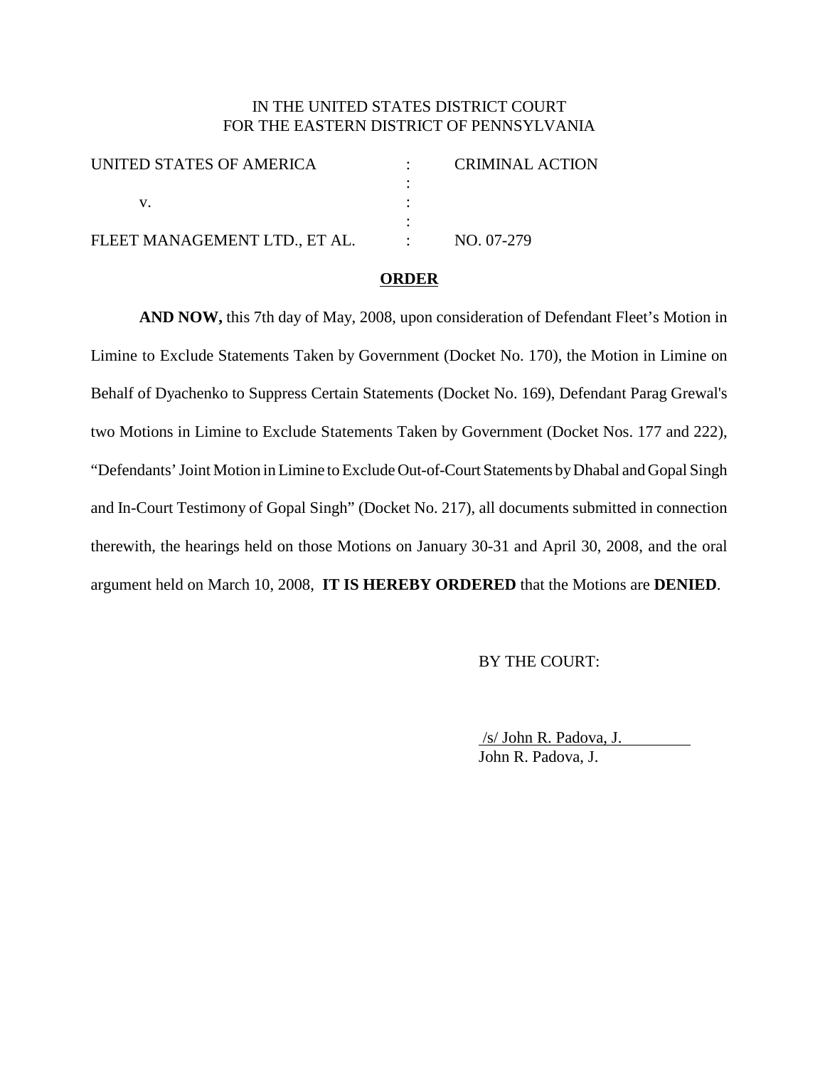IN THE UNITED STATES DISTRICT COURT
FOR THE EASTERN DISTRICT OF PENNSYLVANIA

| | | |
|---|---|---|
| UNITED STATES OF AMERICA | : | CRIMINAL ACTION |
| | : | |
| v. | : | |
| | : | |
| FLEET MANAGEMENT LTD., ET AL. | : | NO. 07-279 |

## ORDER

**AND NOW,** this 7th day of May, 2008, upon consideration of Defendant Fleet's Motion in Limine to Exclude Statements Taken by Government (Docket No. 170), the Motion in Limine on Behalf of Dyachenko to Suppress Certain Statements (Docket No. 169), Defendant Parag Grewal's two Motions in Limine to Exclude Statements Taken by Government (Docket Nos. 177 and 222), "Defendants' Joint Motion in Limine to Exclude Out-of-Court Statements by Dhabal and Gopal Singh and In-Court Testimony of Gopal Singh" (Docket No. 217), all documents submitted in connection therewith, the hearings held on those Motions on January 30-31 and April 30, 2008, and the oral argument held on March 10, 2008, **IT IS HEREBY ORDERED** that the Motions are **DENIED**.

BY THE COURT:

/s/ John R. Padova, J.
John R. Padova, J.